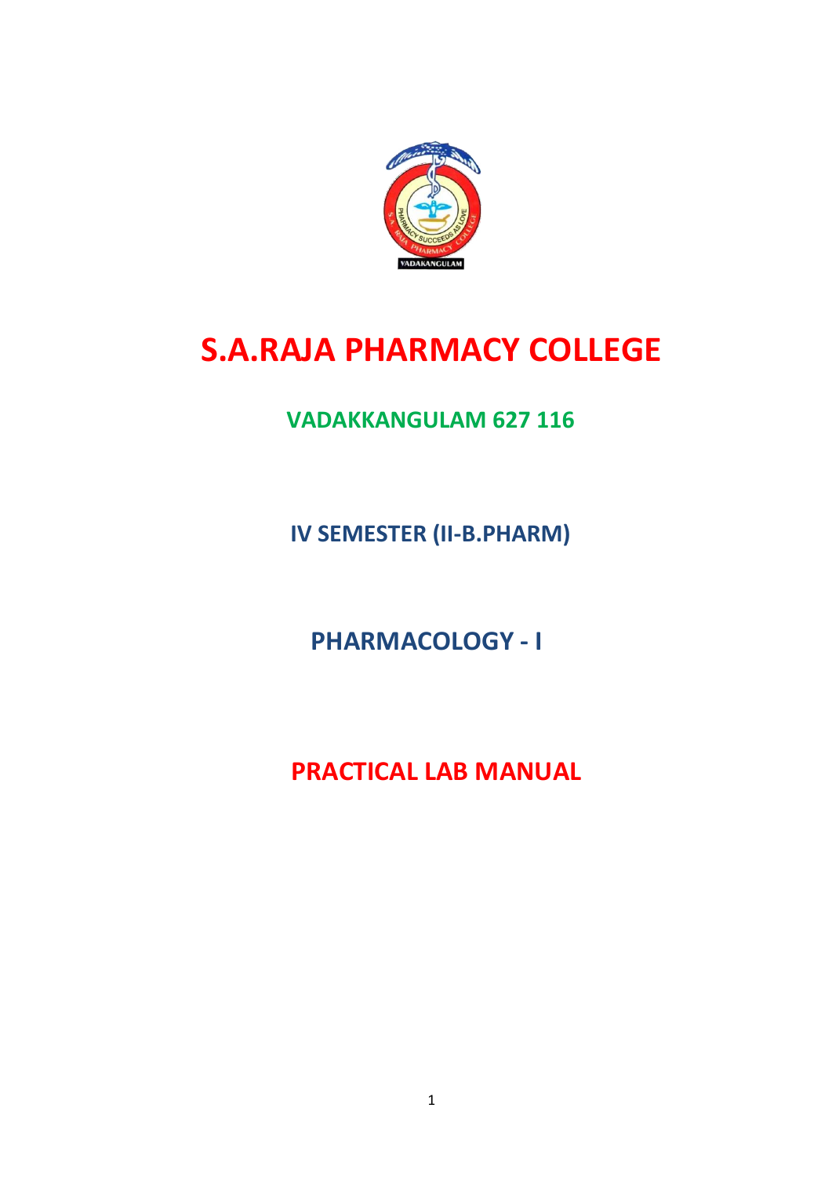# S.A.RAJA PHARMACY COLLEGE

## VADAKKANGULAM 627 116

### IV SEMESTER (II-B.PHARM)

### PHARMACOLOGY - I

## PRACTICAL LAB MANUAL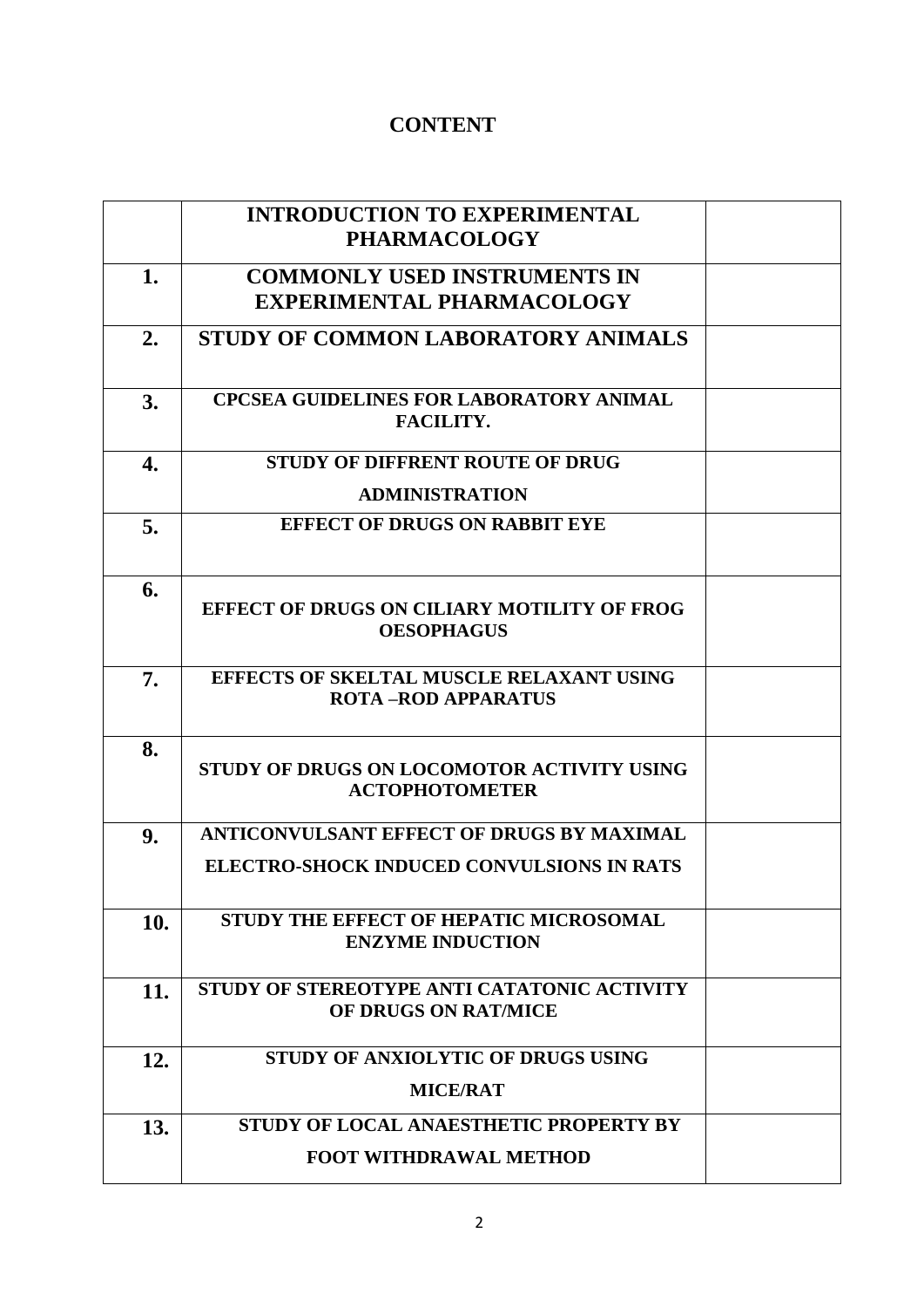# CONTENT

| | | |
|---|---|---|
| | **INTRODUCTION TO EXPERIMENTAL PHARMACOLOGY** | |
| **1.** | **COMMONLY USED INSTRUMENTS IN EXPERIMENTAL PHARMACOLOGY** | |
| **2.** | **STUDY OF COMMON LABORATORY ANIMALS** | |
| **3.** | **CPCSEA GUIDELINES FOR LABORATORY ANIMAL FACILITY.** | |
| **4.** | **STUDY OF DIFFRENT ROUTE OF DRUG ADMINISTRATION** | |
| **5.** | **EFFECT OF DRUGS ON RABBIT EYE** | |
| **6.** | **EFFECT OF DRUGS ON CILIARY MOTILITY OF FROG OESOPHAGUS** | |
| **7.** | **EFFECTS OF SKELTAL MUSCLE RELAXANT USING ROTA –ROD APPARATUS** | |
| **8.** | **STUDY OF DRUGS ON LOCOMOTOR ACTIVITY USING ACTOPHOTOMETER** | |
| **9.** | **ANTICONVULSANT EFFECT OF DRUGS BY MAXIMAL ELECTRO-SHOCK INDUCED CONVULSIONS IN RATS** | |
| **10.** | **STUDY THE EFFECT OF HEPATIC MICROSOMAL ENZYME INDUCTION** | |
| **11.** | **STUDY OF STEREOTYPE ANTI CATATONIC ACTIVITY OF DRUGS ON RAT/MICE** | |
| **12.** | **STUDY OF ANXIOLYTIC OF DRUGS USING MICE/RAT** | |
| **13.** | **STUDY OF LOCAL ANAESTHETIC PROPERTY BY FOOT WITHDRAWAL METHOD** | |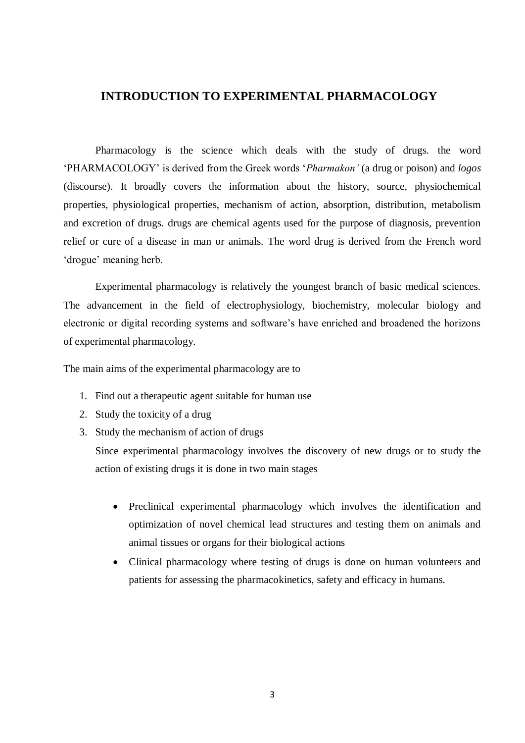# INTRODUCTION TO EXPERIMENTAL PHARMACOLOGY

Pharmacology is the science which deals with the study of drugs. the word 'PHARMACOLOGY' is derived from the Greek words '*Pharmakon'* (a drug or poison) and *logos* (discourse). It broadly covers the information about the history, source, physiochemical properties, physiological properties, mechanism of action, absorption, distribution, metabolism and excretion of drugs. drugs are chemical agents used for the purpose of diagnosis, prevention relief or cure of a disease in man or animals. The word drug is derived from the French word 'drogue' meaning herb.

Experimental pharmacology is relatively the youngest branch of basic medical sciences. The advancement in the field of electrophysiology, biochemistry, molecular biology and electronic or digital recording systems and software's have enriched and broadened the horizons of experimental pharmacology.

The main aims of the experimental pharmacology are to

1. Find out a therapeutic agent suitable for human use
2. Study the toxicity of a drug
3. Study the mechanism of action of drugs

   Since experimental pharmacology involves the discovery of new drugs or to study the action of existing drugs it is done in two main stages

   - Preclinical experimental pharmacology which involves the identification and optimization of novel chemical lead structures and testing them on animals and animal tissues or organs for their biological actions
   - Clinical pharmacology where testing of drugs is done on human volunteers and patients for assessing the pharmacokinetics, safety and efficacy in humans.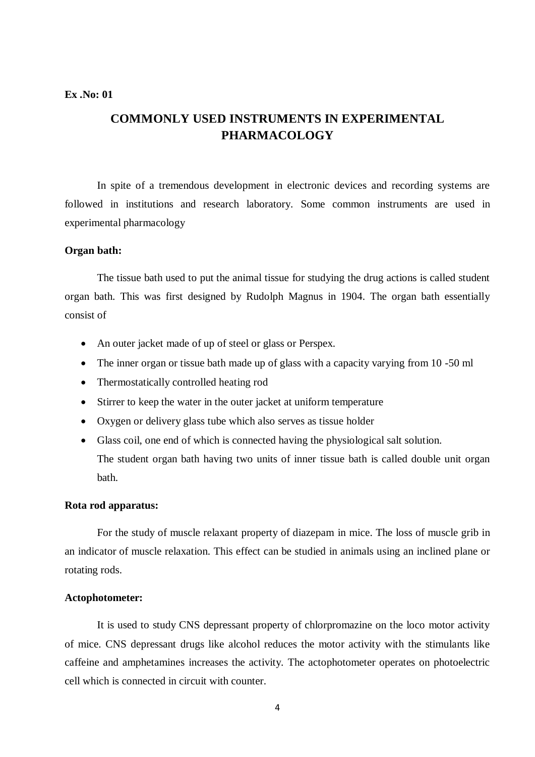**Ex .No: 01**

# COMMONLY USED INSTRUMENTS IN EXPERIMENTAL PHARMACOLOGY

In spite of a tremendous development in electronic devices and recording systems are followed in institutions and research laboratory. Some common instruments are used in experimental pharmacology

**Organ bath:**

The tissue bath used to put the animal tissue for studying the drug actions is called student organ bath. This was first designed by Rudolph Magnus in 1904. The organ bath essentially consist of

- An outer jacket made of up of steel or glass or Perspex.
- The inner organ or tissue bath made up of glass with a capacity varying from 10 -50 ml
- Thermostatically controlled heating rod
- Stirrer to keep the water in the outer jacket at uniform temperature
- Oxygen or delivery glass tube which also serves as tissue holder
- Glass coil, one end of which is connected having the physiological salt solution.
  The student organ bath having two units of inner tissue bath is called double unit organ bath.

**Rota rod apparatus:**

For the study of muscle relaxant property of diazepam in mice. The loss of muscle grib in an indicator of muscle relaxation. This effect can be studied in animals using an inclined plane or rotating rods.

**Actophotometer:**

It is used to study CNS depressant property of chlorpromazine on the loco motor activity of mice. CNS depressant drugs like alcohol reduces the motor activity with the stimulants like caffeine and amphetamines increases the activity. The actophotometer operates on photoelectric cell which is connected in circuit with counter.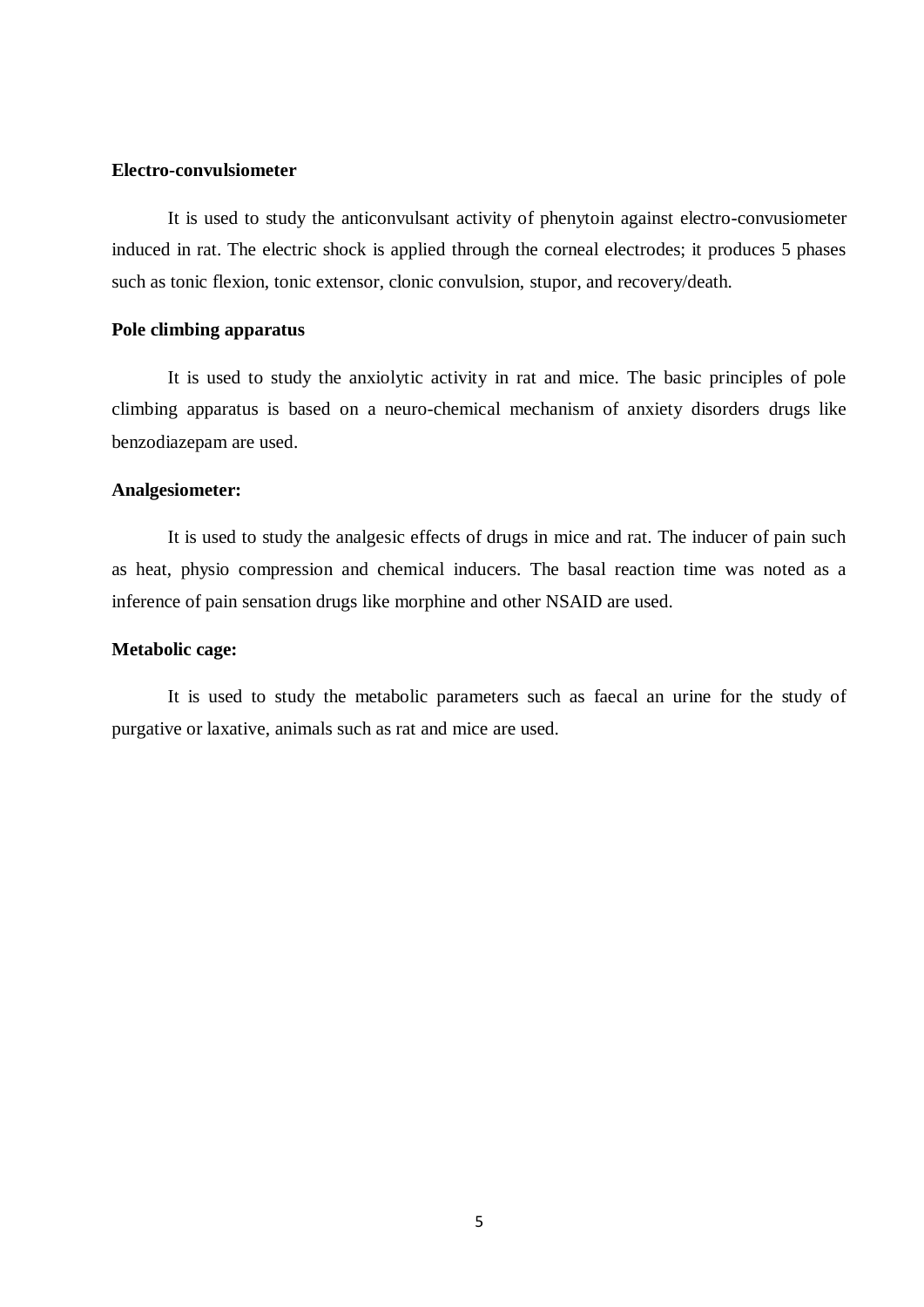**Electro-convulsiometer**

It is used to study the anticonvulsant activity of phenytoin against electro-convusiometer induced in rat. The electric shock is applied through the corneal electrodes; it produces 5 phases such as tonic flexion, tonic extensor, clonic convulsion, stupor, and recovery/death.

**Pole climbing apparatus**

It is used to study the anxiolytic activity in rat and mice. The basic principles of pole climbing apparatus is based on a neuro-chemical mechanism of anxiety disorders drugs like benzodiazepam are used.

**Analgesiometer:**

It is used to study the analgesic effects of drugs in mice and rat. The inducer of pain such as heat, physio compression and chemical inducers. The basal reaction time was noted as a inference of pain sensation drugs like morphine and other NSAID are used.

**Metabolic cage:**

It is used to study the metabolic parameters such as faecal an urine for the study of purgative or laxative, animals such as rat and mice are used.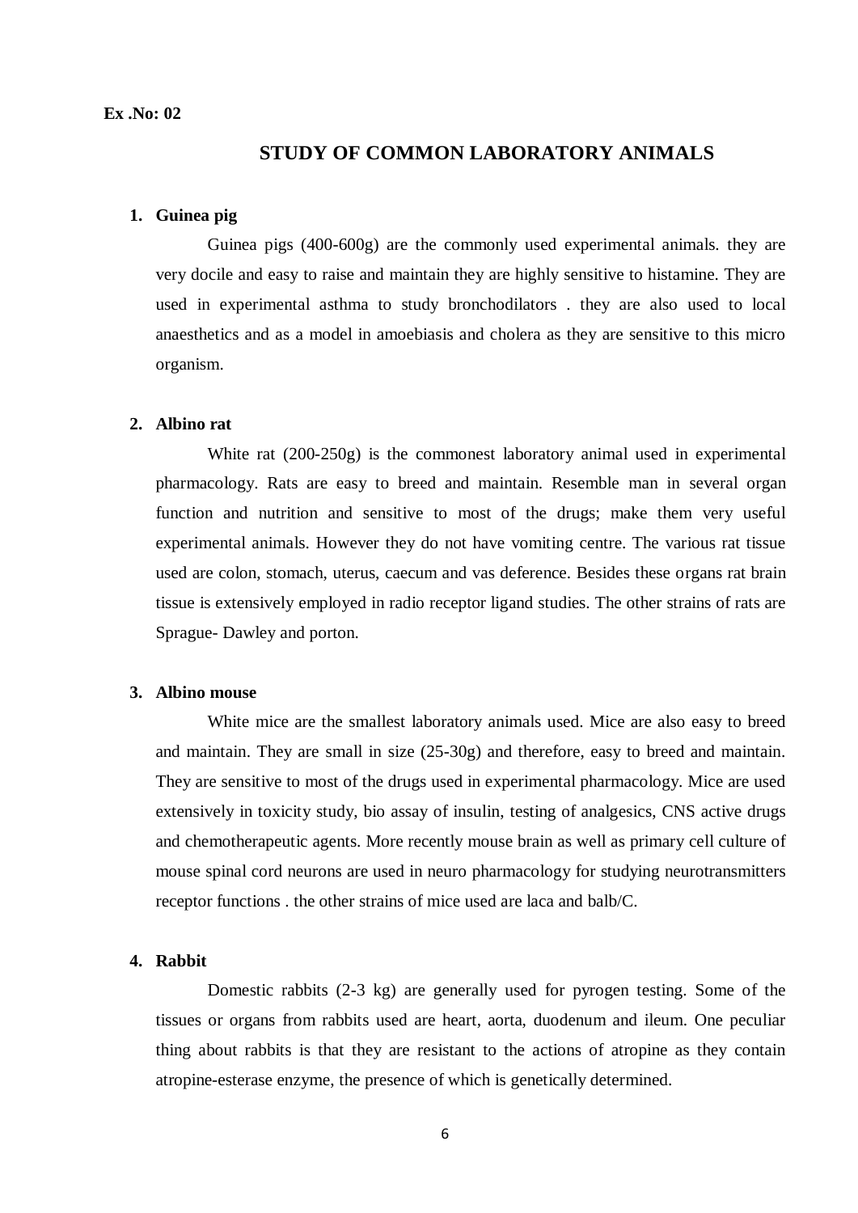**Ex .No: 02**

# STUDY OF COMMON LABORATORY ANIMALS

1. **Guinea pig**

   Guinea pigs (400-600g) are the commonly used experimental animals. they are very docile and easy to raise and maintain they are highly sensitive to histamine. They are used in experimental asthma to study bronchodilators . they are also used to local anaesthetics and as a model in amoebiasis and cholera as they are sensitive to this micro organism.

2. **Albino rat**

   White rat (200-250g) is the commonest laboratory animal used in experimental pharmacology. Rats are easy to breed and maintain. Resemble man in several organ function and nutrition and sensitive to most of the drugs; make them very useful experimental animals. However they do not have vomiting centre. The various rat tissue used are colon, stomach, uterus, caecum and vas deference. Besides these organs rat brain tissue is extensively employed in radio receptor ligand studies. The other strains of rats are Sprague- Dawley and porton.

3. **Albino mouse**

   White mice are the smallest laboratory animals used. Mice are also easy to breed and maintain. They are small in size (25-30g) and therefore, easy to breed and maintain. They are sensitive to most of the drugs used in experimental pharmacology. Mice are used extensively in toxicity study, bio assay of insulin, testing of analgesics, CNS active drugs and chemotherapeutic agents. More recently mouse brain as well as primary cell culture of mouse spinal cord neurons are used in neuro pharmacology for studying neurotransmitters receptor functions . the other strains of mice used are laca and balb/C.

4. **Rabbit**

   Domestic rabbits (2-3 kg) are generally used for pyrogen testing. Some of the tissues or organs from rabbits used are heart, aorta, duodenum and ileum. One peculiar thing about rabbits is that they are resistant to the actions of atropine as they contain atropine-esterase enzyme, the presence of which is genetically determined.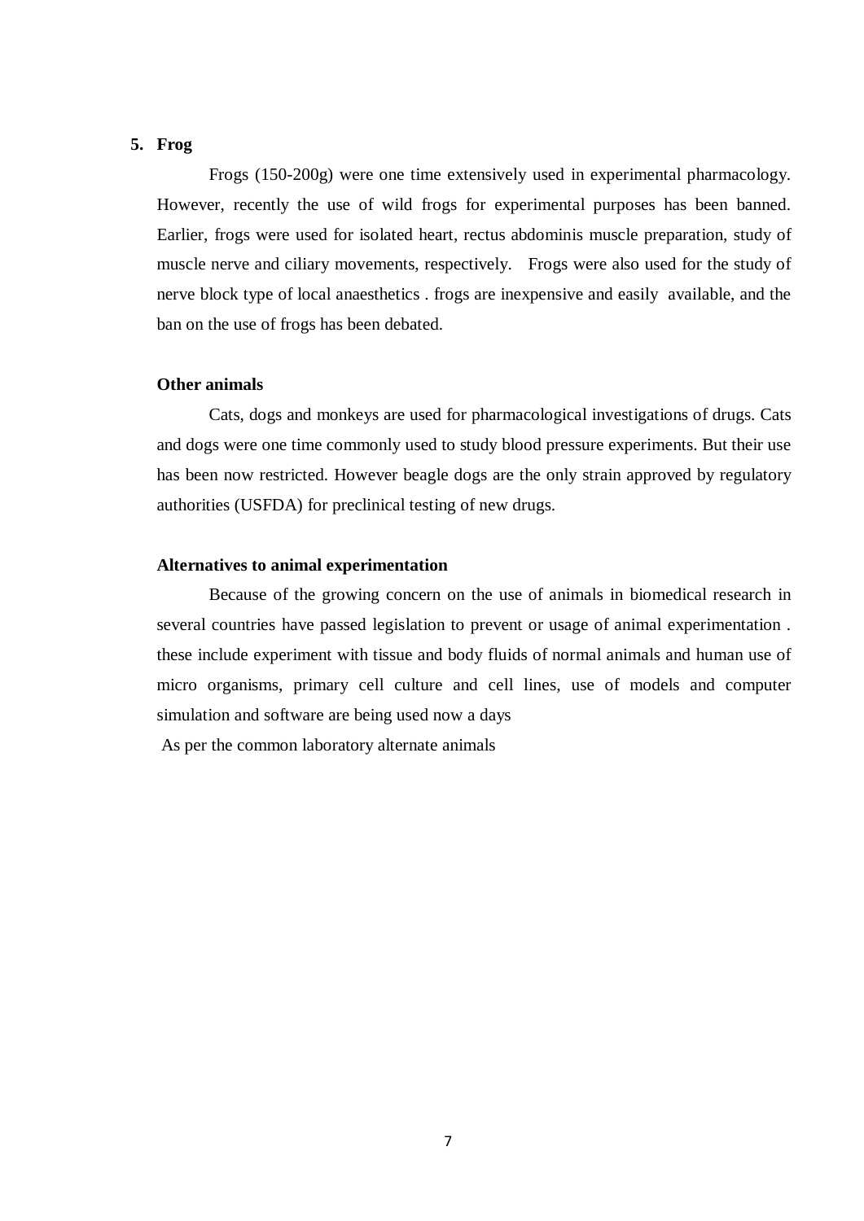5. **Frog**

Frogs (150-200g) were one time extensively used in experimental pharmacology. However, recently the use of wild frogs for experimental purposes has been banned. Earlier, frogs were used for isolated heart, rectus abdominis muscle preparation, study of muscle nerve and ciliary movements, respectively. Frogs were also used for the study of nerve block type of local anaesthetics . frogs are inexpensive and easily available, and the ban on the use of frogs has been debated.

**Other animals**

Cats, dogs and monkeys are used for pharmacological investigations of drugs. Cats and dogs were one time commonly used to study blood pressure experiments. But their use has been now restricted. However beagle dogs are the only strain approved by regulatory authorities (USFDA) for preclinical testing of new drugs.

**Alternatives to animal experimentation**

Because of the growing concern on the use of animals in biomedical research in several countries have passed legislation to prevent or usage of animal experimentation . these include experiment with tissue and body fluids of normal animals and human use of micro organisms, primary cell culture and cell lines, use of models and computer simulation and software are being used now a days

As per the common laboratory alternate animals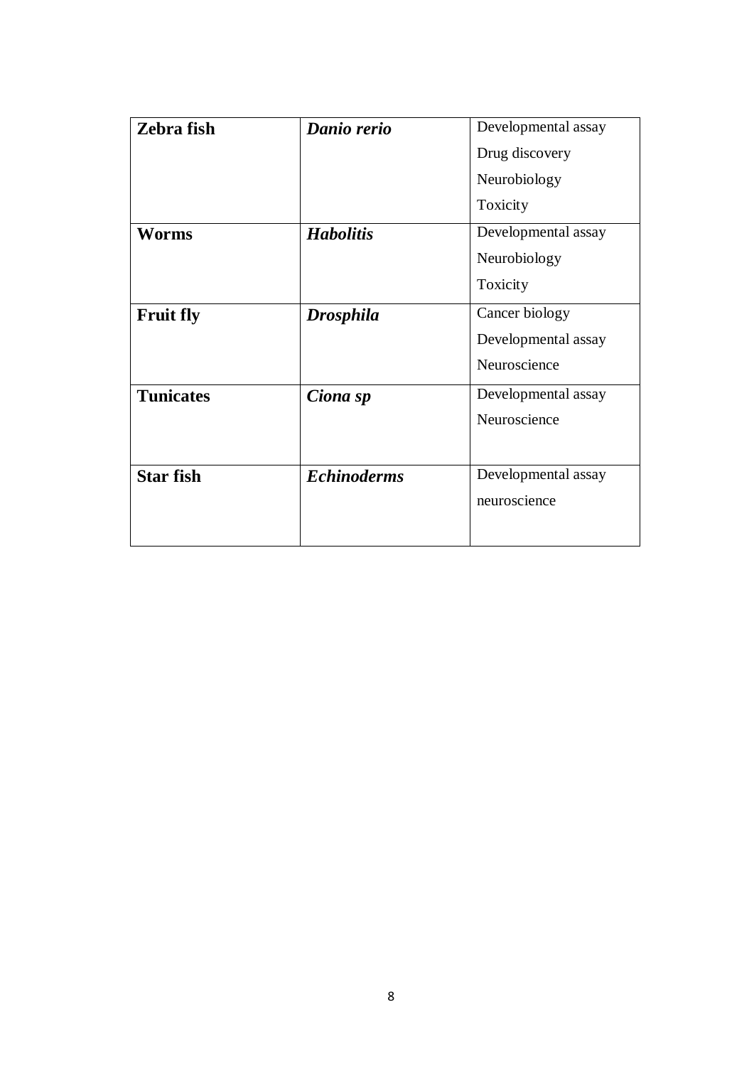| **Zebra fish** | ***Danio rerio*** | Developmental assay<br>Drug discovery<br>Neurobiology<br>Toxicity |
|---|---|---|
| **Worms** | ***Habolitis*** | Developmental assay<br>Neurobiology<br>Toxicity |
| **Fruit fly** | ***Drosphila*** | Cancer biology<br>Developmental assay<br>Neuroscience |
| **Tunicates** | ***Ciona sp*** | Developmental assay<br>Neuroscience |
| **Star fish** | ***Echinoderms*** | Developmental assay<br>neuroscience |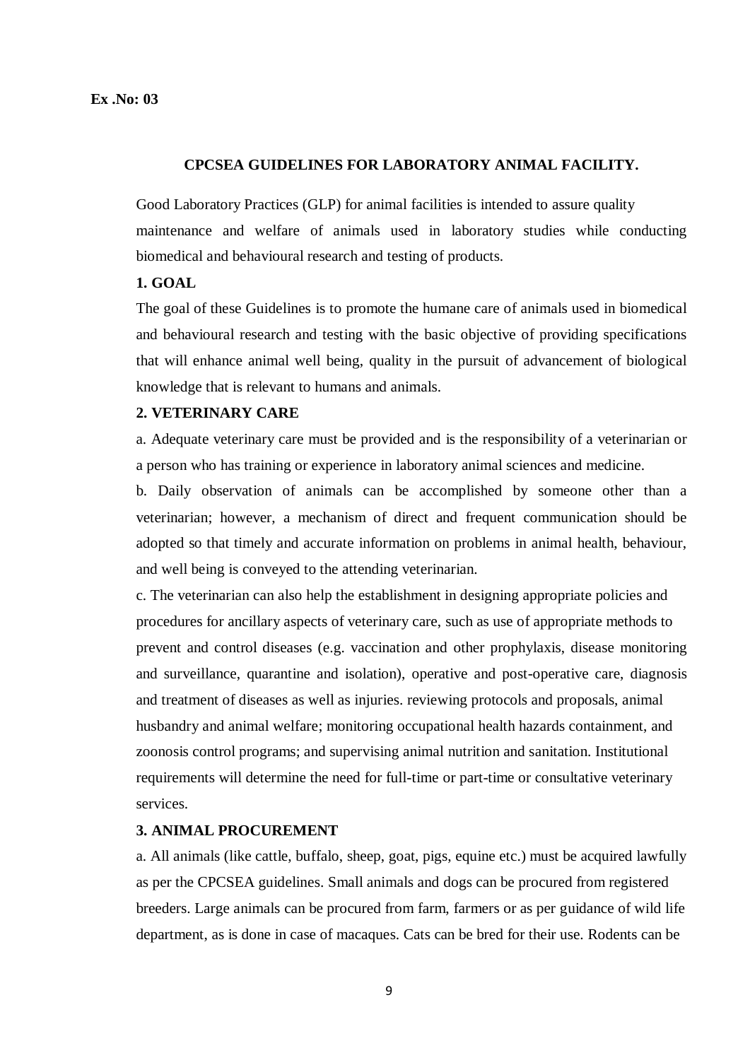**Ex .No: 03**

## CPCSEA GUIDELINES FOR LABORATORY ANIMAL FACILITY.

Good Laboratory Practices (GLP) for animal facilities is intended to assure quality maintenance and welfare of animals used in laboratory studies while conducting biomedical and behavioural research and testing of products.

### 1. GOAL

The goal of these Guidelines is to promote the humane care of animals used in biomedical and behavioural research and testing with the basic objective of providing specifications that will enhance animal well being, quality in the pursuit of advancement of biological knowledge that is relevant to humans and animals.

### 2. VETERINARY CARE

a. Adequate veterinary care must be provided and is the responsibility of a veterinarian or a person who has training or experience in laboratory animal sciences and medicine.

b. Daily observation of animals can be accomplished by someone other than a veterinarian; however, a mechanism of direct and frequent communication should be adopted so that timely and accurate information on problems in animal health, behaviour, and well being is conveyed to the attending veterinarian.

c. The veterinarian can also help the establishment in designing appropriate policies and procedures for ancillary aspects of veterinary care, such as use of appropriate methods to prevent and control diseases (e.g. vaccination and other prophylaxis, disease monitoring and surveillance, quarantine and isolation), operative and post-operative care, diagnosis and treatment of diseases as well as injuries. reviewing protocols and proposals, animal husbandry and animal welfare; monitoring occupational health hazards containment, and zoonosis control programs; and supervising animal nutrition and sanitation. Institutional requirements will determine the need for full-time or part-time or consultative veterinary services.

### 3. ANIMAL PROCUREMENT

a. All animals (like cattle, buffalo, sheep, goat, pigs, equine etc.) must be acquired lawfully as per the CPCSEA guidelines. Small animals and dogs can be procured from registered breeders. Large animals can be procured from farm, farmers or as per guidance of wild life department, as is done in case of macaques. Cats can be bred for their use. Rodents can be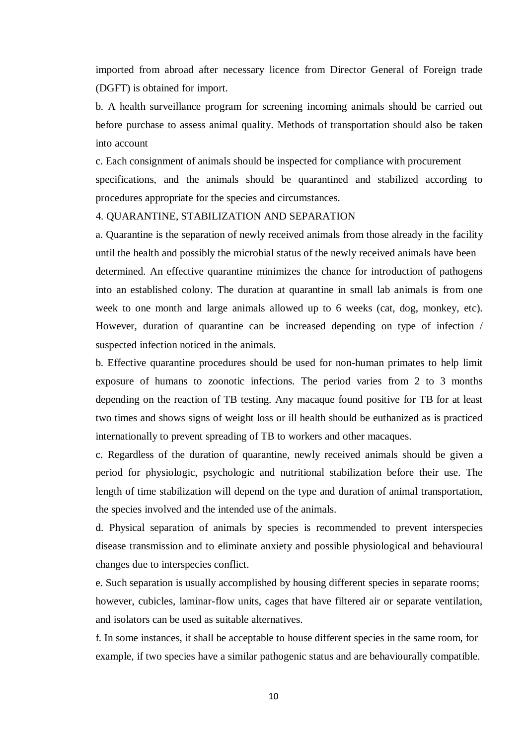imported from abroad after necessary licence from Director General of Foreign trade (DGFT) is obtained for import.

b. A health surveillance program for screening incoming animals should be carried out before purchase to assess animal quality. Methods of transportation should also be taken into account

c. Each consignment of animals should be inspected for compliance with procurement specifications, and the animals should be quarantined and stabilized according to procedures appropriate for the species and circumstances.

4. QUARANTINE, STABILIZATION AND SEPARATION

a. Quarantine is the separation of newly received animals from those already in the facility until the health and possibly the microbial status of the newly received animals have been determined. An effective quarantine minimizes the chance for introduction of pathogens into an established colony. The duration at quarantine in small lab animals is from one week to one month and large animals allowed up to 6 weeks (cat, dog, monkey, etc). However, duration of quarantine can be increased depending on type of infection / suspected infection noticed in the animals.

b. Effective quarantine procedures should be used for non-human primates to help limit exposure of humans to zoonotic infections. The period varies from 2 to 3 months depending on the reaction of TB testing. Any macaque found positive for TB for at least two times and shows signs of weight loss or ill health should be euthanized as is practiced internationally to prevent spreading of TB to workers and other macaques.

c. Regardless of the duration of quarantine, newly received animals should be given a period for physiologic, psychologic and nutritional stabilization before their use. The length of time stabilization will depend on the type and duration of animal transportation, the species involved and the intended use of the animals.

d. Physical separation of animals by species is recommended to prevent interspecies disease transmission and to eliminate anxiety and possible physiological and behavioural changes due to interspecies conflict.

e. Such separation is usually accomplished by housing different species in separate rooms; however, cubicles, laminar-flow units, cages that have filtered air or separate ventilation, and isolators can be used as suitable alternatives.

f. In some instances, it shall be acceptable to house different species in the same room, for example, if two species have a similar pathogenic status and are behaviourally compatible.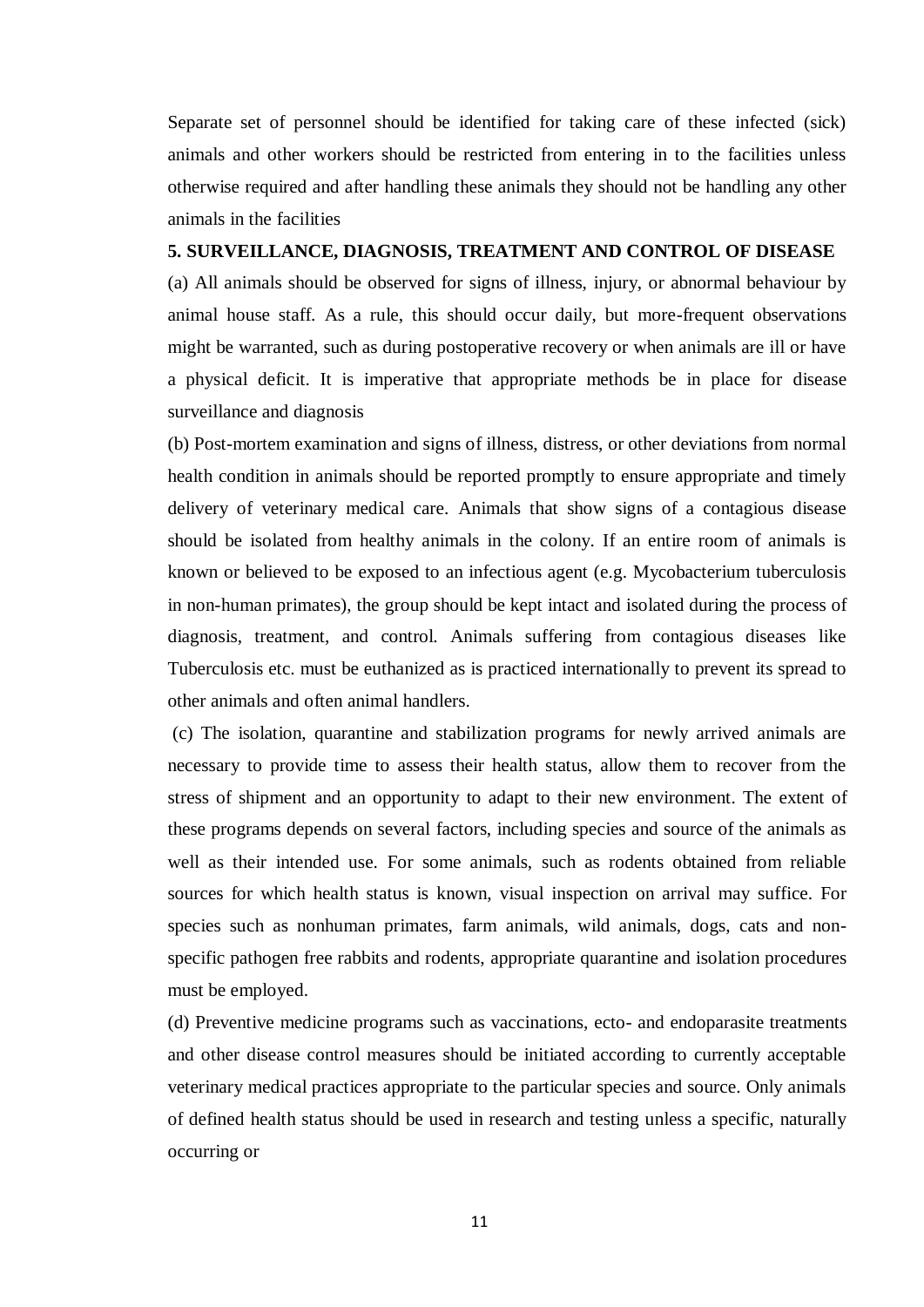Separate set of personnel should be identified for taking care of these infected (sick) animals and other workers should be restricted from entering in to the facilities unless otherwise required and after handling these animals they should not be handling any other animals in the facilities

**5. SURVEILLANCE, DIAGNOSIS, TREATMENT AND CONTROL OF DISEASE**

(a) All animals should be observed for signs of illness, injury, or abnormal behaviour by animal house staff. As a rule, this should occur daily, but more-frequent observations might be warranted, such as during postoperative recovery or when animals are ill or have a physical deficit. It is imperative that appropriate methods be in place for disease surveillance and diagnosis

(b) Post-mortem examination and signs of illness, distress, or other deviations from normal health condition in animals should be reported promptly to ensure appropriate and timely delivery of veterinary medical care. Animals that show signs of a contagious disease should be isolated from healthy animals in the colony. If an entire room of animals is known or believed to be exposed to an infectious agent (e.g. Mycobacterium tuberculosis in non-human primates), the group should be kept intact and isolated during the process of diagnosis, treatment, and control. Animals suffering from contagious diseases like Tuberculosis etc. must be euthanized as is practiced internationally to prevent its spread to other animals and often animal handlers.

(c) The isolation, quarantine and stabilization programs for newly arrived animals are necessary to provide time to assess their health status, allow them to recover from the stress of shipment and an opportunity to adapt to their new environment. The extent of these programs depends on several factors, including species and source of the animals as well as their intended use. For some animals, such as rodents obtained from reliable sources for which health status is known, visual inspection on arrival may suffice. For species such as nonhuman primates, farm animals, wild animals, dogs, cats and non-specific pathogen free rabbits and rodents, appropriate quarantine and isolation procedures must be employed.

(d) Preventive medicine programs such as vaccinations, ecto- and endoparasite treatments and other disease control measures should be initiated according to currently acceptable veterinary medical practices appropriate to the particular species and source. Only animals of defined health status should be used in research and testing unless a specific, naturally occurring or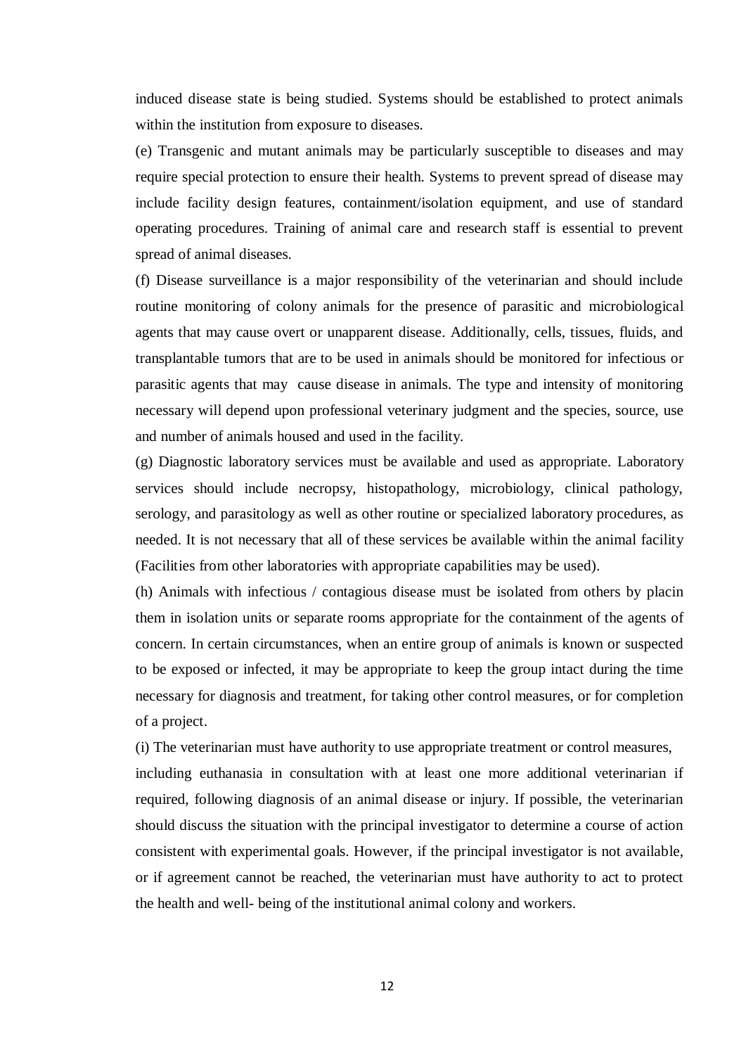induced disease state is being studied. Systems should be established to protect animals within the institution from exposure to diseases.

(e) Transgenic and mutant animals may be particularly susceptible to diseases and may require special protection to ensure their health. Systems to prevent spread of disease may include facility design features, containment/isolation equipment, and use of standard operating procedures. Training of animal care and research staff is essential to prevent spread of animal diseases.

(f) Disease surveillance is a major responsibility of the veterinarian and should include routine monitoring of colony animals for the presence of parasitic and microbiological agents that may cause overt or unapparent disease. Additionally, cells, tissues, fluids, and transplantable tumors that are to be used in animals should be monitored for infectious or parasitic agents that may cause disease in animals. The type and intensity of monitoring necessary will depend upon professional veterinary judgment and the species, source, use and number of animals housed and used in the facility.

(g) Diagnostic laboratory services must be available and used as appropriate. Laboratory services should include necropsy, histopathology, microbiology, clinical pathology, serology, and parasitology as well as other routine or specialized laboratory procedures, as needed. It is not necessary that all of these services be available within the animal facility (Facilities from other laboratories with appropriate capabilities may be used).

(h) Animals with infectious / contagious disease must be isolated from others by placin them in isolation units or separate rooms appropriate for the containment of the agents of concern. In certain circumstances, when an entire group of animals is known or suspected to be exposed or infected, it may be appropriate to keep the group intact during the time necessary for diagnosis and treatment, for taking other control measures, or for completion of a project.

(i) The veterinarian must have authority to use appropriate treatment or control measures, including euthanasia in consultation with at least one more additional veterinarian if required, following diagnosis of an animal disease or injury. If possible, the veterinarian should discuss the situation with the principal investigator to determine a course of action consistent with experimental goals. However, if the principal investigator is not available, or if agreement cannot be reached, the veterinarian must have authority to act to protect the health and well- being of the institutional animal colony and workers.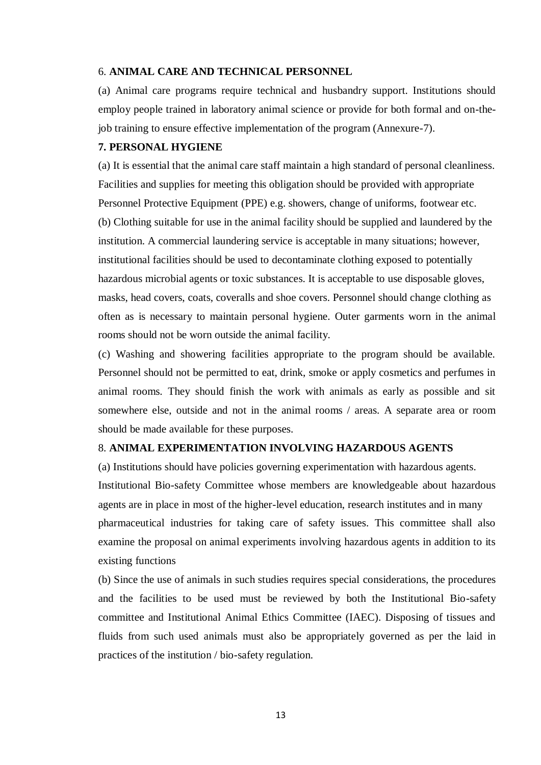## 6. **ANIMAL CARE AND TECHNICAL PERSONNEL**

(a) Animal care programs require technical and husbandry support. Institutions should employ people trained in laboratory animal science or provide for both formal and on-the-job training to ensure effective implementation of the program (Annexure-7).

## 7. PERSONAL HYGIENE

(a) It is essential that the animal care staff maintain a high standard of personal cleanliness. Facilities and supplies for meeting this obligation should be provided with appropriate Personnel Protective Equipment (PPE) e.g. showers, change of uniforms, footwear etc.

(b) Clothing suitable for use in the animal facility should be supplied and laundered by the institution. A commercial laundering service is acceptable in many situations; however, institutional facilities should be used to decontaminate clothing exposed to potentially hazardous microbial agents or toxic substances. It is acceptable to use disposable gloves, masks, head covers, coats, coveralls and shoe covers. Personnel should change clothing as often as is necessary to maintain personal hygiene. Outer garments worn in the animal rooms should not be worn outside the animal facility.

(c) Washing and showering facilities appropriate to the program should be available. Personnel should not be permitted to eat, drink, smoke or apply cosmetics and perfumes in animal rooms. They should finish the work with animals as early as possible and sit somewhere else, outside and not in the animal rooms / areas. A separate area or room should be made available for these purposes.

## 8. **ANIMAL EXPERIMENTATION INVOLVING HAZARDOUS AGENTS**

(a) Institutions should have policies governing experimentation with hazardous agents. Institutional Bio-safety Committee whose members are knowledgeable about hazardous agents are in place in most of the higher-level education, research institutes and in many pharmaceutical industries for taking care of safety issues. This committee shall also examine the proposal on animal experiments involving hazardous agents in addition to its existing functions

(b) Since the use of animals in such studies requires special considerations, the procedures and the facilities to be used must be reviewed by both the Institutional Bio-safety committee and Institutional Animal Ethics Committee (IAEC). Disposing of tissues and fluids from such used animals must also be appropriately governed as per the laid in practices of the institution / bio-safety regulation.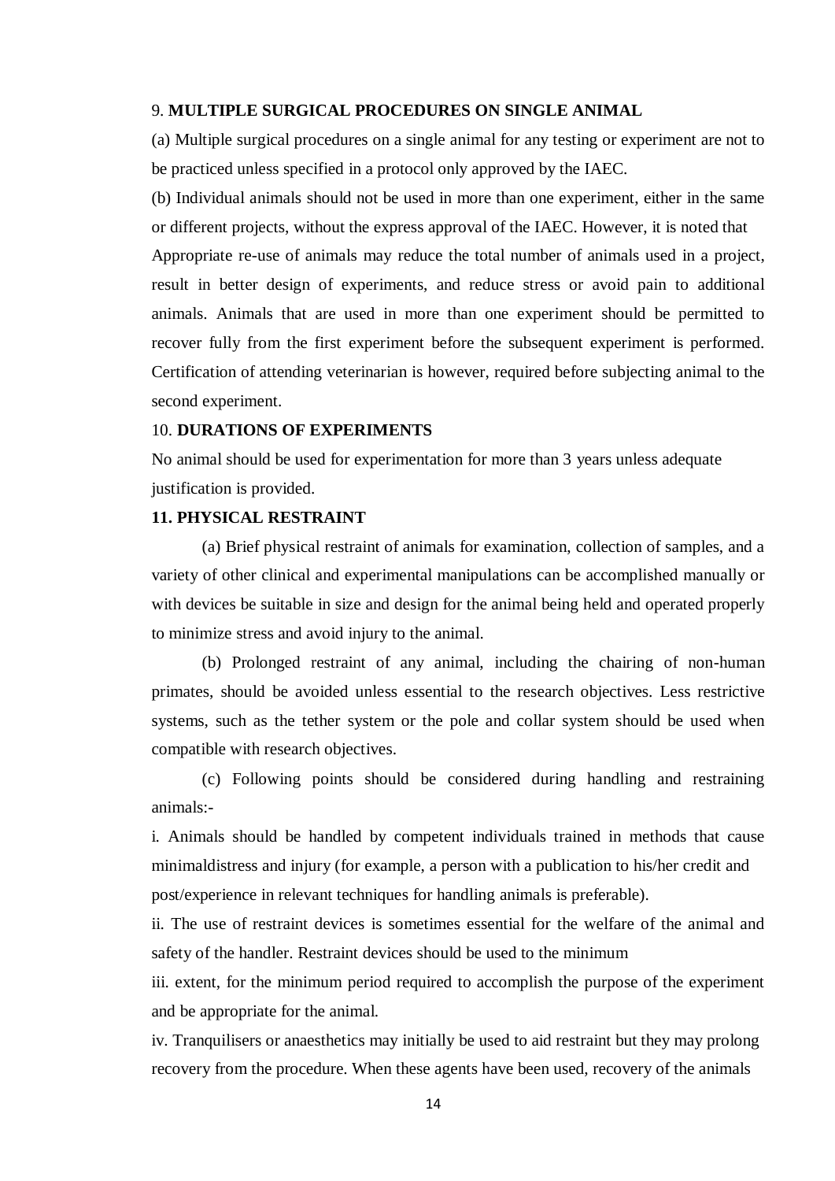9. **MULTIPLE SURGICAL PROCEDURES ON SINGLE ANIMAL**

(a) Multiple surgical procedures on a single animal for any testing or experiment are not to be practiced unless specified in a protocol only approved by the IAEC.

(b) Individual animals should not be used in more than one experiment, either in the same or different projects, without the express approval of the IAEC. However, it is noted that Appropriate re-use of animals may reduce the total number of animals used in a project, result in better design of experiments, and reduce stress or avoid pain to additional animals. Animals that are used in more than one experiment should be permitted to recover fully from the first experiment before the subsequent experiment is performed. Certification of attending veterinarian is however, required before subjecting animal to the second experiment.

10. **DURATIONS OF EXPERIMENTS**

No animal should be used for experimentation for more than 3 years unless adequate justification is provided.

**11. PHYSICAL RESTRAINT**

(a) Brief physical restraint of animals for examination, collection of samples, and a variety of other clinical and experimental manipulations can be accomplished manually or with devices be suitable in size and design for the animal being held and operated properly to minimize stress and avoid injury to the animal.

(b) Prolonged restraint of any animal, including the chairing of non-human primates, should be avoided unless essential to the research objectives. Less restrictive systems, such as the tether system or the pole and collar system should be used when compatible with research objectives.

(c) Following points should be considered during handling and restraining animals:-

i. Animals should be handled by competent individuals trained in methods that cause minimaldistress and injury (for example, a person with a publication to his/her credit and post/experience in relevant techniques for handling animals is preferable).

ii. The use of restraint devices is sometimes essential for the welfare of the animal and safety of the handler. Restraint devices should be used to the minimum

iii. extent, for the minimum period required to accomplish the purpose of the experiment and be appropriate for the animal.

iv. Tranquilisers or anaesthetics may initially be used to aid restraint but they may prolong recovery from the procedure. When these agents have been used, recovery of the animals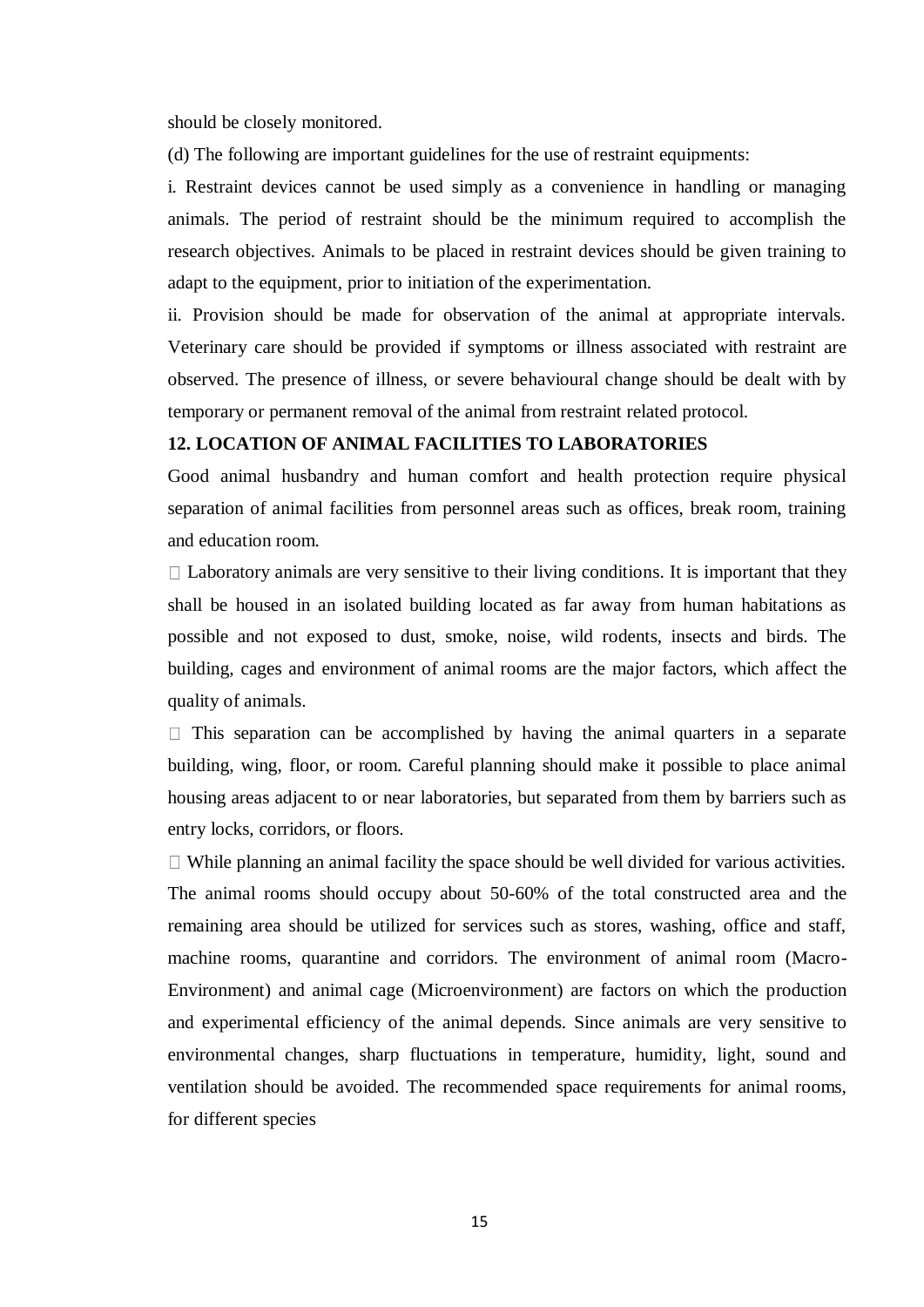should be closely monitored.

(d) The following are important guidelines for the use of restraint equipments:

i. Restraint devices cannot be used simply as a convenience in handling or managing animals. The period of restraint should be the minimum required to accomplish the research objectives. Animals to be placed in restraint devices should be given training to adapt to the equipment, prior to initiation of the experimentation.

ii. Provision should be made for observation of the animal at appropriate intervals. Veterinary care should be provided if symptoms or illness associated with restraint are observed. The presence of illness, or severe behavioural change should be dealt with by temporary or permanent removal of the animal from restraint related protocol.

**12. LOCATION OF ANIMAL FACILITIES TO LABORATORIES**

Good animal husbandry and human comfort and health protection require physical separation of animal facilities from personnel areas such as offices, break room, training and education room.

- Laboratory animals are very sensitive to their living conditions. It is important that they shall be housed in an isolated building located as far away from human habitations as possible and not exposed to dust, smoke, noise, wild rodents, insects and birds. The building, cages and environment of animal rooms are the major factors, which affect the quality of animals.
- This separation can be accomplished by having the animal quarters in a separate building, wing, floor, or room. Careful planning should make it possible to place animal housing areas adjacent to or near laboratories, but separated from them by barriers such as entry locks, corridors, or floors.
- While planning an animal facility the space should be well divided for various activities. The animal rooms should occupy about 50-60% of the total constructed area and the remaining area should be utilized for services such as stores, washing, office and staff, machine rooms, quarantine and corridors. The environment of animal room (Macro-Environment) and animal cage (Microenvironment) are factors on which the production and experimental efficiency of the animal depends. Since animals are very sensitive to environmental changes, sharp fluctuations in temperature, humidity, light, sound and ventilation should be avoided. The recommended space requirements for animal rooms, for different species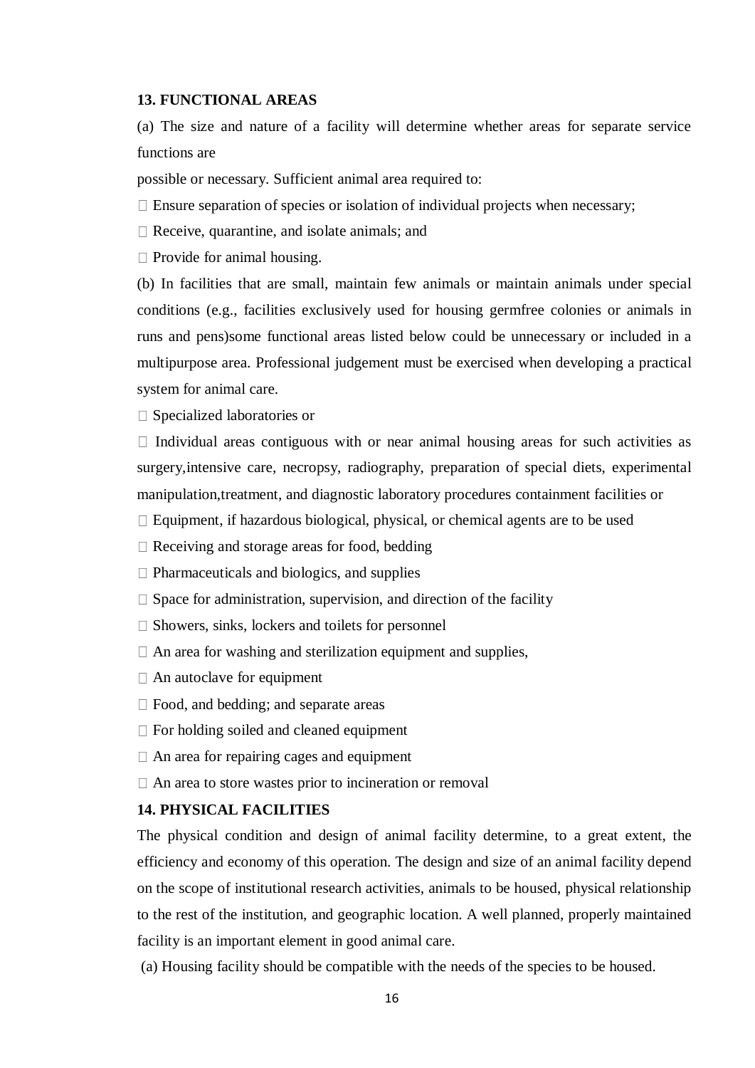**13. FUNCTIONAL AREAS**

(a) The size and nature of a facility will determine whether areas for separate service functions are

possible or necessary. Sufficient animal area required to:

- Ensure separation of species or isolation of individual projects when necessary;
- Receive, quarantine, and isolate animals; and
- Provide for animal housing.

(b) In facilities that are small, maintain few animals or maintain animals under special conditions (e.g., facilities exclusively used for housing germfree colonies or animals in runs and pens)some functional areas listed below could be unnecessary or included in a multipurpose area. Professional judgement must be exercised when developing a practical system for animal care.

- Specialized laboratories or
- Individual areas contiguous with or near animal housing areas for such activities as surgery,intensive care, necropsy, radiography, preparation of special diets, experimental manipulation,treatment, and diagnostic laboratory procedures containment facilities or
- Equipment, if hazardous biological, physical, or chemical agents are to be used
- Receiving and storage areas for food, bedding
- Pharmaceuticals and biologics, and supplies
- Space for administration, supervision, and direction of the facility
- Showers, sinks, lockers and toilets for personnel
- An area for washing and sterilization equipment and supplies,
- An autoclave for equipment
- Food, and bedding; and separate areas
- For holding soiled and cleaned equipment
- An area for repairing cages and equipment
- An area to store wastes prior to incineration or removal

**14. PHYSICAL FACILITIES**

The physical condition and design of animal facility determine, to a great extent, the efficiency and economy of this operation. The design and size of an animal facility depend on the scope of institutional research activities, animals to be housed, physical relationship to the rest of the institution, and geographic location. A well planned, properly maintained facility is an important element in good animal care.

(a) Housing facility should be compatible with the needs of the species to be housed.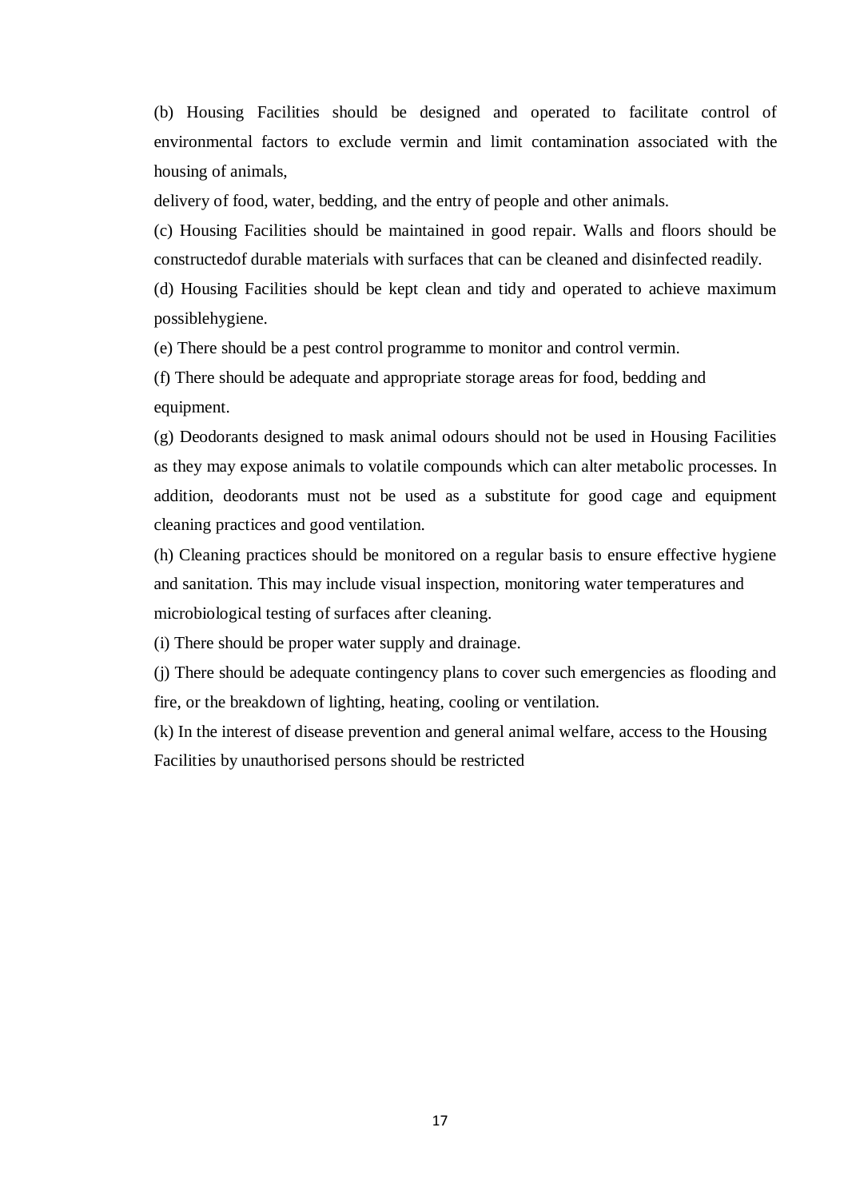(b) Housing Facilities should be designed and operated to facilitate control of environmental factors to exclude vermin and limit contamination associated with the housing of animals,

delivery of food, water, bedding, and the entry of people and other animals.

(c) Housing Facilities should be maintained in good repair. Walls and floors should be constructedof durable materials with surfaces that can be cleaned and disinfected readily.

(d) Housing Facilities should be kept clean and tidy and operated to achieve maximum possiblehygiene.

(e) There should be a pest control programme to monitor and control vermin.

(f) There should be adequate and appropriate storage areas for food, bedding and equipment.

(g) Deodorants designed to mask animal odours should not be used in Housing Facilities as they may expose animals to volatile compounds which can alter metabolic processes. In addition, deodorants must not be used as a substitute for good cage and equipment cleaning practices and good ventilation.

(h) Cleaning practices should be monitored on a regular basis to ensure effective hygiene and sanitation. This may include visual inspection, monitoring water temperatures and microbiological testing of surfaces after cleaning.

(i) There should be proper water supply and drainage.

(j) There should be adequate contingency plans to cover such emergencies as flooding and fire, or the breakdown of lighting, heating, cooling or ventilation.

(k) In the interest of disease prevention and general animal welfare, access to the Housing Facilities by unauthorised persons should be restricted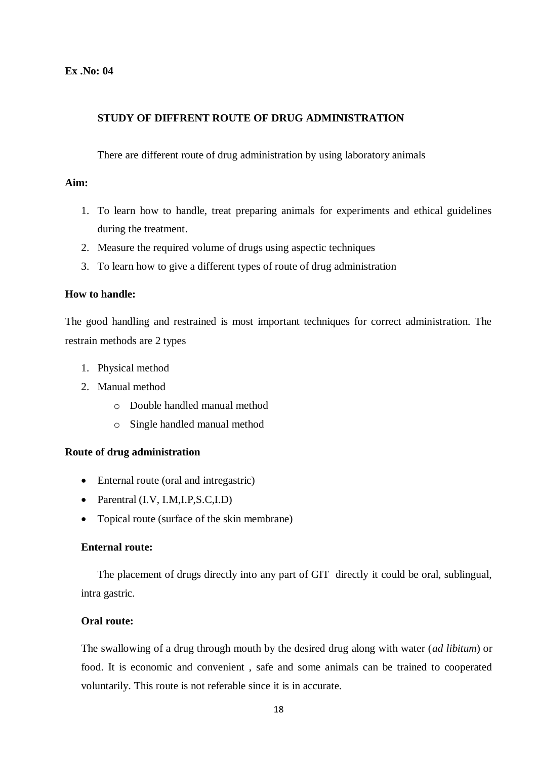**Ex .No: 04**

## STUDY OF DIFFRENT ROUTE OF DRUG ADMINISTRATION

There are different route of drug administration by using laboratory animals

**Aim:**

1. To learn how to handle, treat preparing animals for experiments and ethical guidelines during the treatment.
2. Measure the required volume of drugs using aspectic techniques
3. To learn how to give a different types of route of drug administration

**How to handle:**

The good handling and restrained is most important techniques for correct administration. The restrain methods are 2 types

1. Physical method
2. Manual method
   - Double handled manual method
   - Single handled manual method

**Route of drug administration**

- Enternal route (oral and intregastric)
- Parentral (I.V, I.M,I.P,S.C,I.D)
- Topical route (surface of the skin membrane)

**Enternal route:**

The placement of drugs directly into any part of GIT directly it could be oral, sublingual, intra gastric.

**Oral route:**

The swallowing of a drug through mouth by the desired drug along with water (*ad libitum*) or food. It is economic and convenient , safe and some animals can be trained to cooperated voluntarily. This route is not referable since it is in accurate.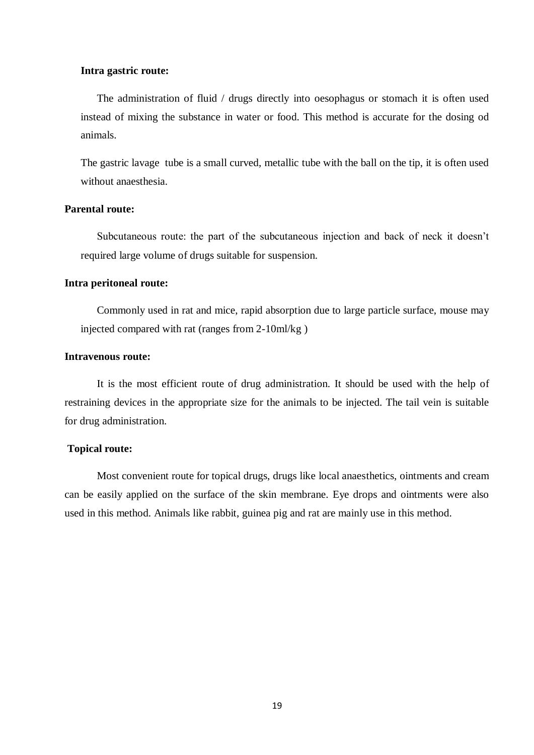**Intra gastric route:**

The administration of fluid / drugs directly into oesophagus or stomach it is often used instead of mixing the substance in water or food. This method is accurate for the dosing od animals.

The gastric lavage tube is a small curved, metallic tube with the ball on the tip, it is often used without anaesthesia.

**Parental route:**

Subcutaneous route: the part of the subcutaneous injection and back of neck it doesn't required large volume of drugs suitable for suspension.

**Intra peritoneal route:**

Commonly used in rat and mice, rapid absorption due to large particle surface, mouse may injected compared with rat (ranges from 2-10ml/kg )

**Intravenous route:**

It is the most efficient route of drug administration. It should be used with the help of restraining devices in the appropriate size for the animals to be injected. The tail vein is suitable for drug administration.

**Topical route:**

Most convenient route for topical drugs, drugs like local anaesthetics, ointments and cream can be easily applied on the surface of the skin membrane. Eye drops and ointments were also used in this method. Animals like rabbit, guinea pig and rat are mainly use in this method.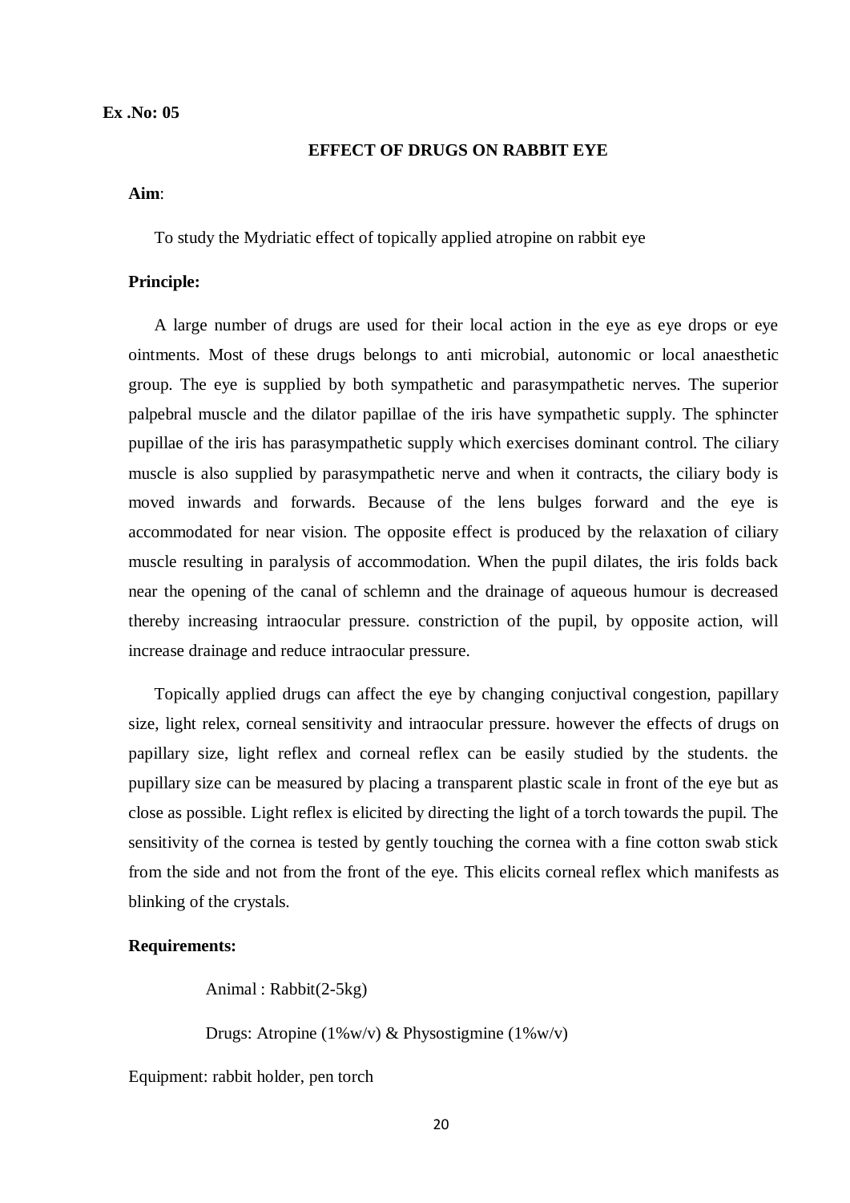**Ex .No: 05**

## EFFECT OF DRUGS ON RABBIT EYE

**Aim**:

To study the Mydriatic effect of topically applied atropine on rabbit eye

**Principle:**

A large number of drugs are used for their local action in the eye as eye drops or eye ointments. Most of these drugs belongs to anti microbial, autonomic or local anaesthetic group. The eye is supplied by both sympathetic and parasympathetic nerves. The superior palpebral muscle and the dilator papillae of the iris have sympathetic supply. The sphincter pupillae of the iris has parasympathetic supply which exercises dominant control. The ciliary muscle is also supplied by parasympathetic nerve and when it contracts, the ciliary body is moved inwards and forwards. Because of the lens bulges forward and the eye is accommodated for near vision. The opposite effect is produced by the relaxation of ciliary muscle resulting in paralysis of accommodation. When the pupil dilates, the iris folds back near the opening of the canal of schlemn and the drainage of aqueous humour is decreased thereby increasing intraocular pressure. constriction of the pupil, by opposite action, will increase drainage and reduce intraocular pressure.

Topically applied drugs can affect the eye by changing conjuctival congestion, papillary size, light relex, corneal sensitivity and intraocular pressure. however the effects of drugs on papillary size, light reflex and corneal reflex can be easily studied by the students. the pupillary size can be measured by placing a transparent plastic scale in front of the eye but as close as possible. Light reflex is elicited by directing the light of a torch towards the pupil. The sensitivity of the cornea is tested by gently touching the cornea with a fine cotton swab stick from the side and not from the front of the eye. This elicits corneal reflex which manifests as blinking of the crystals.

**Requirements:**

Animal : Rabbit(2-5kg)

Drugs: Atropine (1%w/v) & Physostigmine (1%w/v)

Equipment: rabbit holder, pen torch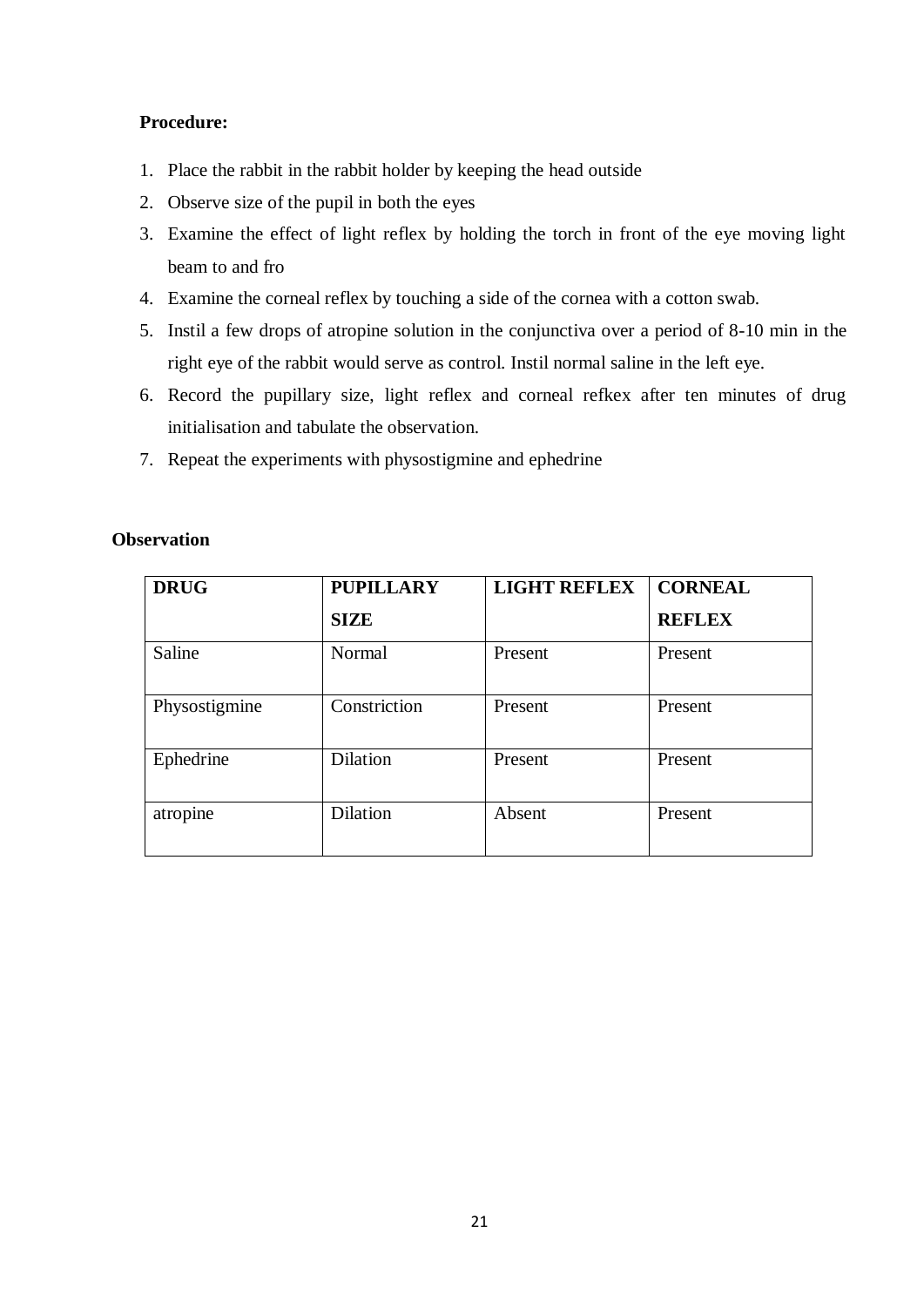**Procedure:**

1. Place the rabbit in the rabbit holder by keeping the head outside
2. Observe size of the pupil in both the eyes
3. Examine the effect of light reflex by holding the torch in front of the eye moving light beam to and fro
4. Examine the corneal reflex by touching a side of the cornea with a cotton swab.
5. Instil a few drops of atropine solution in the conjunctiva over a period of 8-10 min in the right eye of the rabbit would serve as control. Instil normal saline in the left eye.
6. Record the pupillary size, light reflex and corneal refkex after ten minutes of drug initialisation and tabulate the observation.
7. Repeat the experiments with physostigmine and ephedrine

**Observation**

| **DRUG** | **PUPILLARY SIZE** | **LIGHT REFLEX** | **CORNEAL REFLEX** |
|---|---|---|---|
| Saline | Normal | Present | Present |
| Physostigmine | Constriction | Present | Present |
| Ephedrine | Dilation | Present | Present |
| atropine | Dilation | Absent | Present |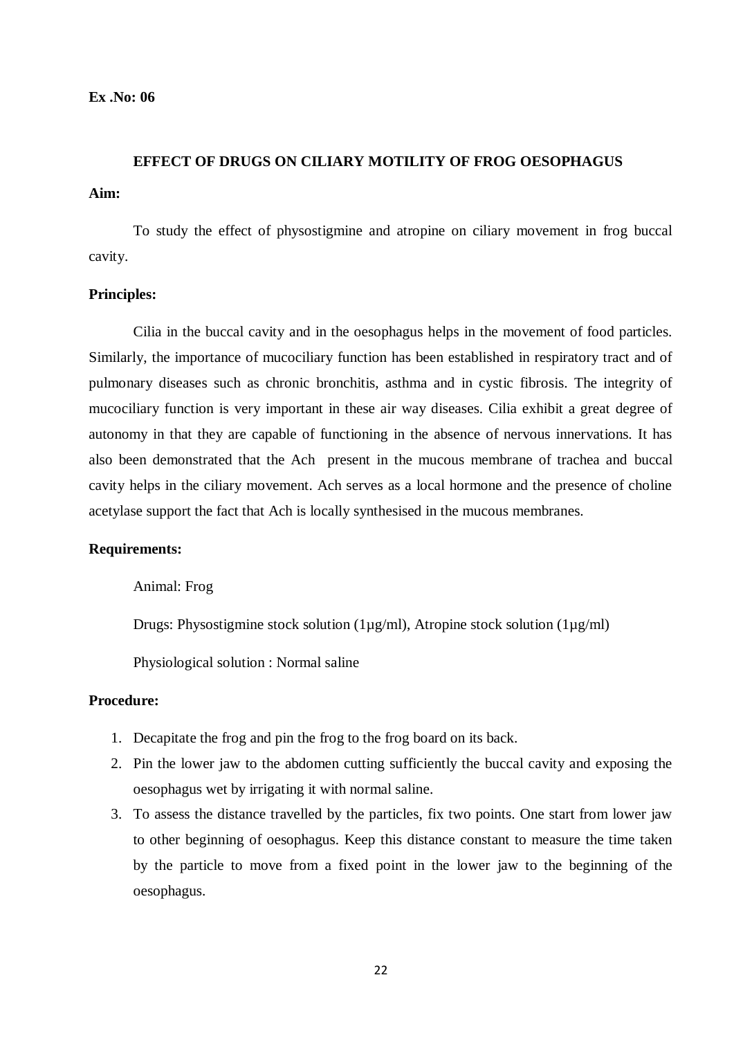**Ex .No: 06**

## EFFECT OF DRUGS ON CILIARY MOTILITY OF FROG OESOPHAGUS

**Aim:**

To study the effect of physostigmine and atropine on ciliary movement in frog buccal cavity.

**Principles:**

Cilia in the buccal cavity and in the oesophagus helps in the movement of food particles. Similarly, the importance of mucociliary function has been established in respiratory tract and of pulmonary diseases such as chronic bronchitis, asthma and in cystic fibrosis. The integrity of mucociliary function is very important in these air way diseases. Cilia exhibit a great degree of autonomy in that they are capable of functioning in the absence of nervous innervations. It has also been demonstrated that the Ach present in the mucous membrane of trachea and buccal cavity helps in the ciliary movement. Ach serves as a local hormone and the presence of choline acetylase support the fact that Ach is locally synthesised in the mucous membranes.

**Requirements:**

Animal: Frog

Drugs: Physostigmine stock solution (1µg/ml), Atropine stock solution (1µg/ml)

Physiological solution : Normal saline

**Procedure:**

1. Decapitate the frog and pin the frog to the frog board on its back.
2. Pin the lower jaw to the abdomen cutting sufficiently the buccal cavity and exposing the oesophagus wet by irrigating it with normal saline.
3. To assess the distance travelled by the particles, fix two points. One start from lower jaw to other beginning of oesophagus. Keep this distance constant to measure the time taken by the particle to move from a fixed point in the lower jaw to the beginning of the oesophagus.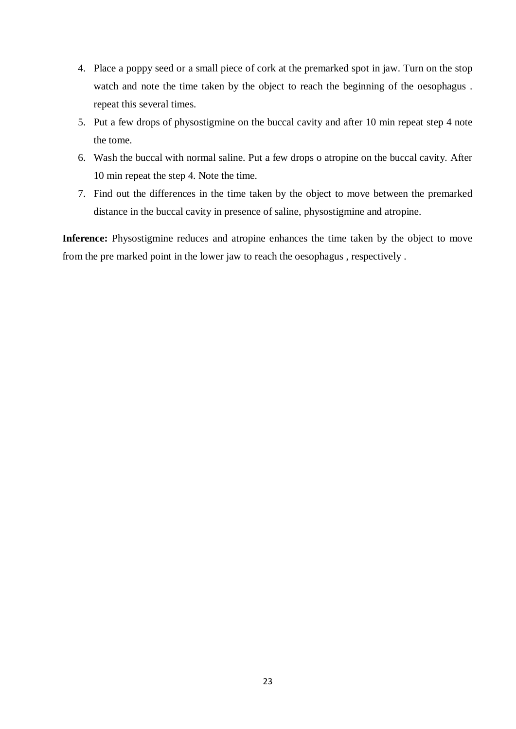4. Place a poppy seed or a small piece of cork at the premarked spot in jaw. Turn on the stop watch and note the time taken by the object to reach the beginning of the oesophagus . repeat this several times.
5. Put a few drops of physostigmine on the buccal cavity and after 10 min repeat step 4 note the tome.
6. Wash the buccal with normal saline. Put a few drops o atropine on the buccal cavity. After 10 min repeat the step 4. Note the time.
7. Find out the differences in the time taken by the object to move between the premarked distance in the buccal cavity in presence of saline, physostigmine and atropine.

**Inference:** Physostigmine reduces and atropine enhances the time taken by the object to move from the pre marked point in the lower jaw to reach the oesophagus , respectively .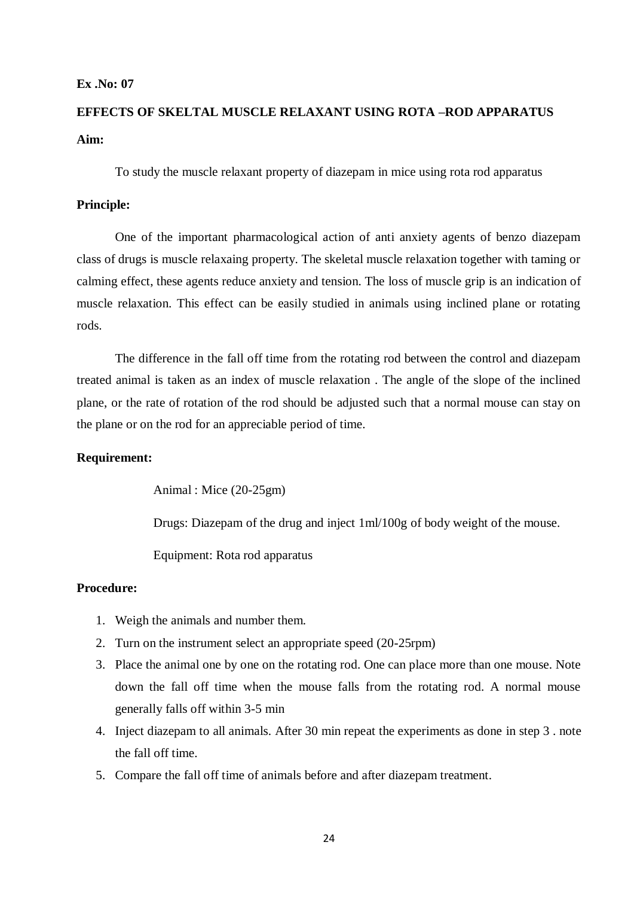**Ex .No: 07**

## EFFECTS OF SKELTAL MUSCLE RELAXANT USING ROTA –ROD APPARATUS

**Aim:**

To study the muscle relaxant property of diazepam in mice using rota rod apparatus

**Principle:**

One of the important pharmacological action of anti anxiety agents of benzo diazepam class of drugs is muscle relaxaing property. The skeletal muscle relaxation together with taming or calming effect, these agents reduce anxiety and tension. The loss of muscle grip is an indication of muscle relaxation. This effect can be easily studied in animals using inclined plane or rotating rods.

The difference in the fall off time from the rotating rod between the control and diazepam treated animal is taken as an index of muscle relaxation . The angle of the slope of the inclined plane, or the rate of rotation of the rod should be adjusted such that a normal mouse can stay on the plane or on the rod for an appreciable period of time.

**Requirement:**

Animal : Mice (20-25gm)

Drugs: Diazepam of the drug and inject 1ml/100g of body weight of the mouse.

Equipment: Rota rod apparatus

**Procedure:**

1. Weigh the animals and number them.
2. Turn on the instrument select an appropriate speed (20-25rpm)
3. Place the animal one by one on the rotating rod. One can place more than one mouse. Note down the fall off time when the mouse falls from the rotating rod. A normal mouse generally falls off within 3-5 min
4. Inject diazepam to all animals. After 30 min repeat the experiments as done in step 3 . note the fall off time.
5. Compare the fall off time of animals before and after diazepam treatment.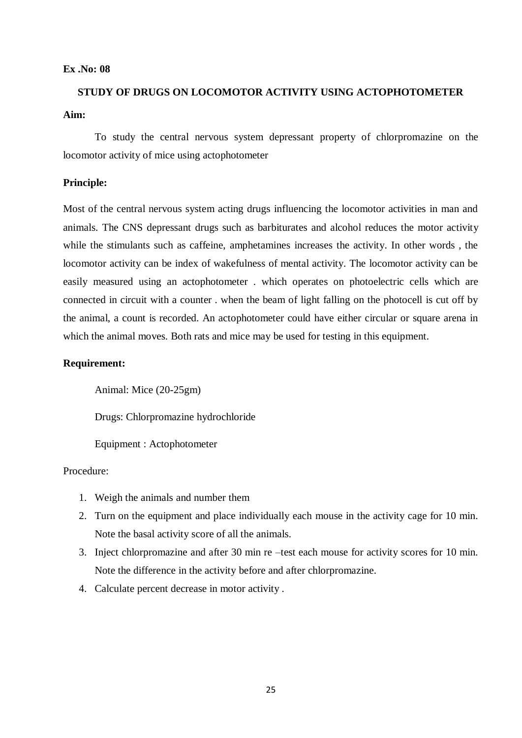**Ex .No: 08**

## STUDY OF DRUGS ON LOCOMOTOR ACTIVITY USING ACTOPHOTOMETER

**Aim:**

To study the central nervous system depressant property of chlorpromazine on the locomotor activity of mice using actophotometer

**Principle:**

Most of the central nervous system acting drugs influencing the locomotor activities in man and animals. The CNS depressant drugs such as barbiturates and alcohol reduces the motor activity while the stimulants such as caffeine, amphetamines increases the activity. In other words , the locomotor activity can be index of wakefulness of mental activity. The locomotor activity can be easily measured using an actophotometer . which operates on photoelectric cells which are connected in circuit with a counter . when the beam of light falling on the photocell is cut off by the animal, a count is recorded. An actophotometer could have either circular or square arena in which the animal moves. Both rats and mice may be used for testing in this equipment.

**Requirement:**

Animal: Mice (20-25gm)

Drugs: Chlorpromazine hydrochloride

Equipment : Actophotometer

Procedure:

1. Weigh the animals and number them
2. Turn on the equipment and place individually each mouse in the activity cage for 10 min. Note the basal activity score of all the animals.
3. Inject chlorpromazine and after 30 min re –test each mouse for activity scores for 10 min. Note the difference in the activity before and after chlorpromazine.
4. Calculate percent decrease in motor activity .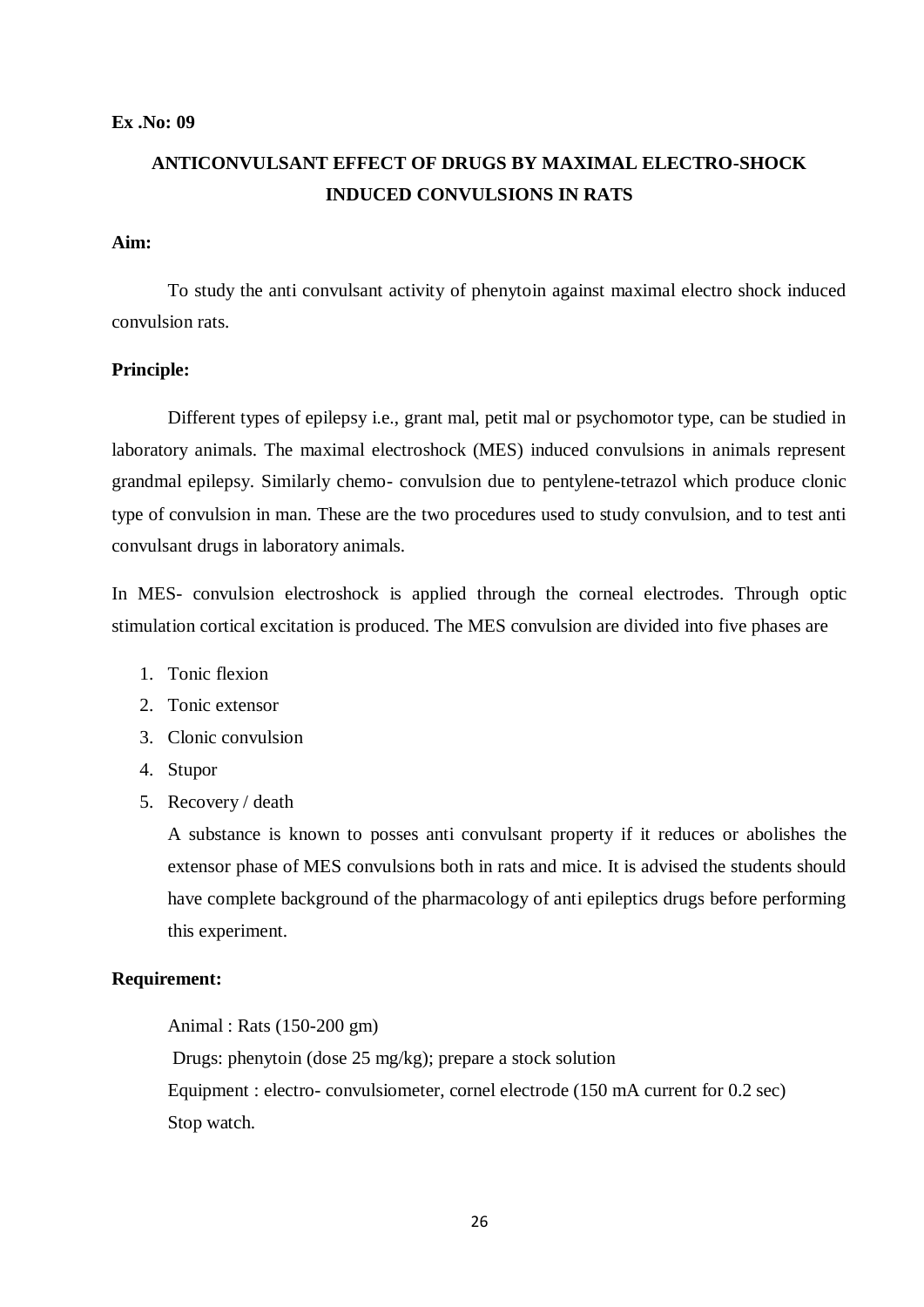**Ex .No: 09**

## ANTICONVULSANT EFFECT OF DRUGS BY MAXIMAL ELECTRO-SHOCK INDUCED CONVULSIONS IN RATS

**Aim:**

To study the anti convulsant activity of phenytoin against maximal electro shock induced convulsion rats.

**Principle:**

Different types of epilepsy i.e., grant mal, petit mal or psychomotor type, can be studied in laboratory animals. The maximal electroshock (MES) induced convulsions in animals represent grandmal epilepsy. Similarly chemo- convulsion due to pentylene-tetrazol which produce clonic type of convulsion in man. These are the two procedures used to study convulsion, and to test anti convulsant drugs in laboratory animals.

In MES- convulsion electroshock is applied through the corneal electrodes. Through optic stimulation cortical excitation is produced. The MES convulsion are divided into five phases are

1. Tonic flexion
2. Tonic extensor
3. Clonic convulsion
4. Stupor
5. Recovery / death

   A substance is known to posses anti convulsant property if it reduces or abolishes the extensor phase of MES convulsions both in rats and mice. It is advised the students should have complete background of the pharmacology of anti epileptics drugs before performing this experiment.

**Requirement:**

Animal : Rats (150-200 gm)

Drugs: phenytoin (dose 25 mg/kg); prepare a stock solution

Equipment : electro- convulsiometer, cornel electrode (150 mA current for 0.2 sec)

Stop watch.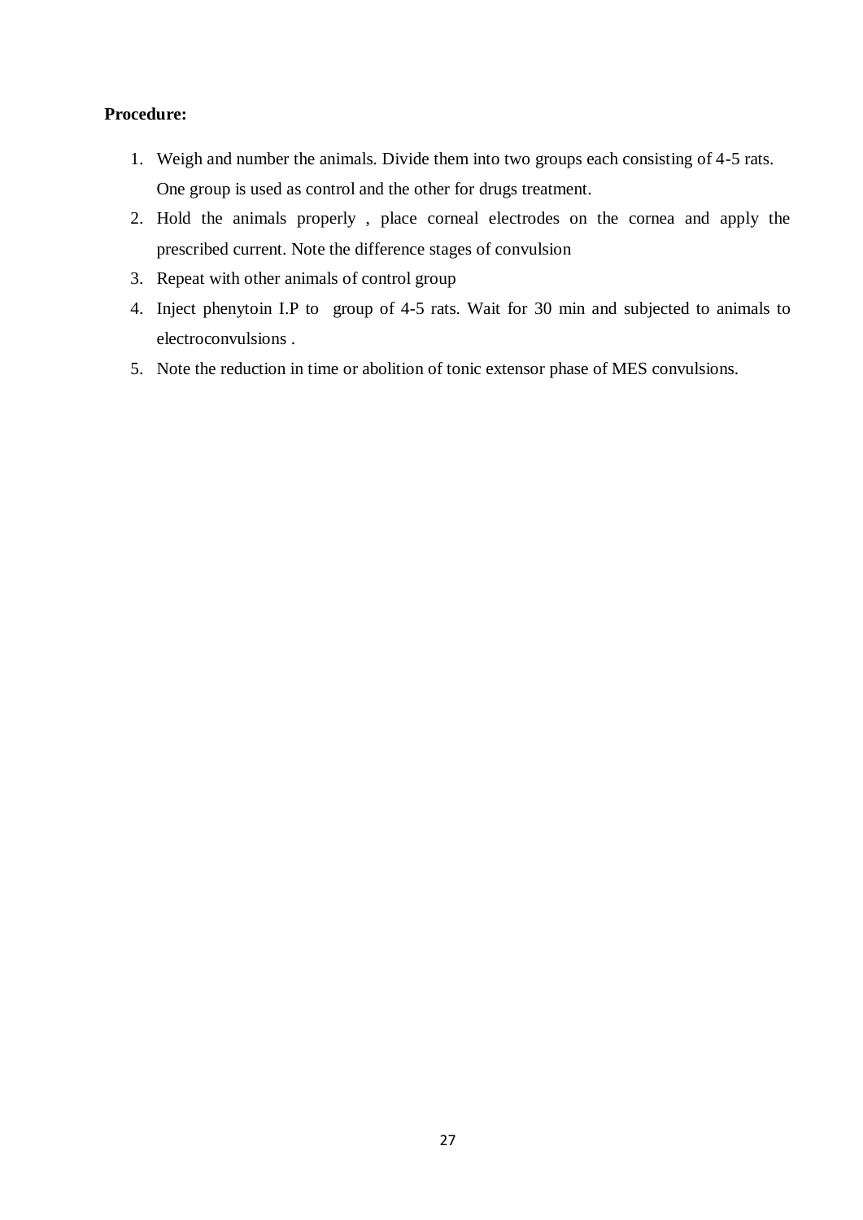**Procedure:**

1. Weigh and number the animals. Divide them into two groups each consisting of 4-5 rats. One group is used as control and the other for drugs treatment.
2. Hold the animals properly , place corneal electrodes on the cornea and apply the prescribed current. Note the difference stages of convulsion
3. Repeat with other animals of control group
4. Inject phenytoin I.P to group of 4-5 rats. Wait for 30 min and subjected to animals to electroconvulsions .
5. Note the reduction in time or abolition of tonic extensor phase of MES convulsions.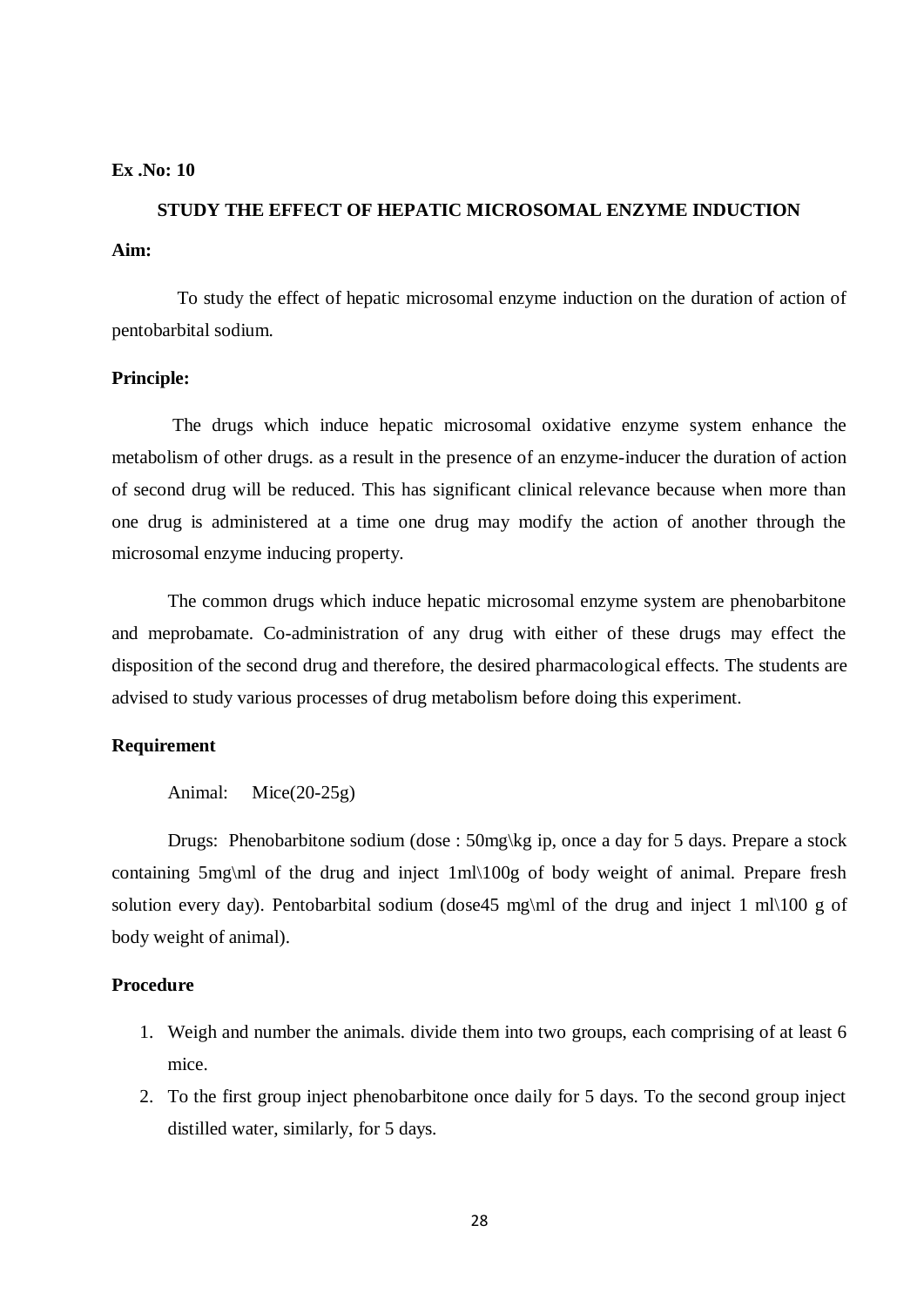**Ex .No: 10**

## STUDY THE EFFECT OF HEPATIC MICROSOMAL ENZYME INDUCTION

**Aim:**

To study the effect of hepatic microsomal enzyme induction on the duration of action of pentobarbital sodium.

**Principle:**

The drugs which induce hepatic microsomal oxidative enzyme system enhance the metabolism of other drugs. as a result in the presence of an enzyme-inducer the duration of action of second drug will be reduced. This has significant clinical relevance because when more than one drug is administered at a time one drug may modify the action of another through the microsomal enzyme inducing property.

The common drugs which induce hepatic microsomal enzyme system are phenobarbitone and meprobamate. Co-administration of any drug with either of these drugs may effect the disposition of the second drug and therefore, the desired pharmacological effects. The students are advised to study various processes of drug metabolism before doing this experiment.

**Requirement**

Animal: Mice(20-25g)

Drugs: Phenobarbitone sodium (dose : 50mg\kg ip, once a day for 5 days. Prepare a stock containing 5mg\ml of the drug and inject 1ml\100g of body weight of animal. Prepare fresh solution every day). Pentobarbital sodium (dose45 mg\ml of the drug and inject 1 ml\100 g of body weight of animal).

**Procedure**

1. Weigh and number the animals. divide them into two groups, each comprising of at least 6 mice.
2. To the first group inject phenobarbitone once daily for 5 days. To the second group inject distilled water, similarly, for 5 days.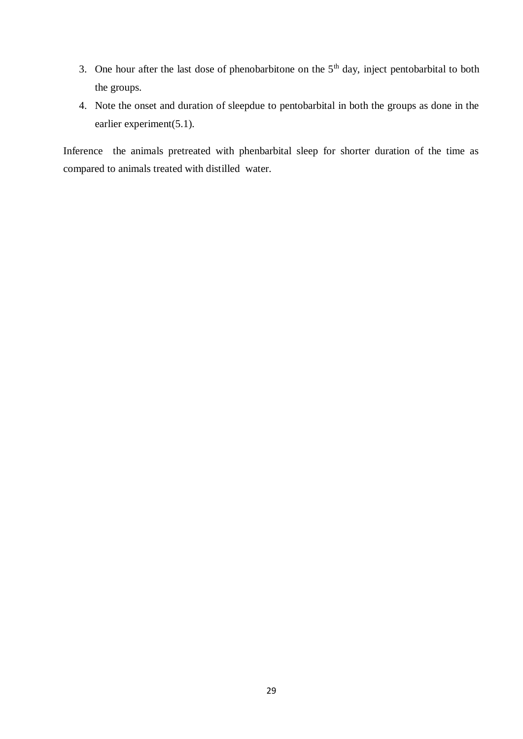3. One hour after the last dose of phenobarbitone on the 5th day, inject pentobarbital to both the groups.
4. Note the onset and duration of sleepdue to pentobarbital in both the groups as done in the earlier experiment(5.1).

Inference  the animals pretreated with phenbarbital sleep for shorter duration of the time as compared to animals treated with distilled  water.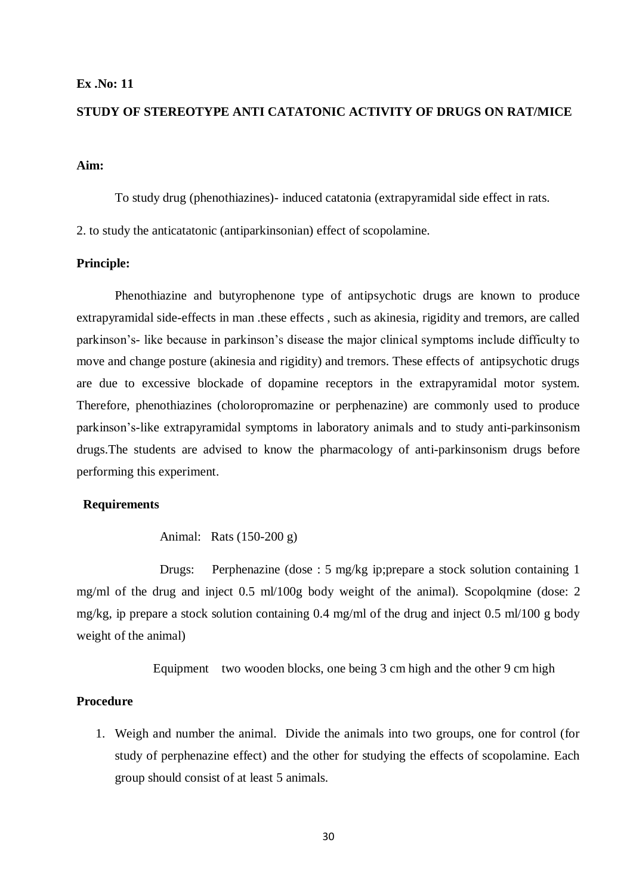**Ex .No: 11**

**STUDY OF STEREOTYPE ANTI CATATONIC ACTIVITY OF DRUGS ON RAT/MICE**

**Aim:**

To study drug (phenothiazines)- induced catatonia (extrapyramidal side effect in rats.

2. to study the anticatatonic (antiparkinsonian) effect of scopolamine.

**Principle:**

Phenothiazine and butyrophenone type of antipsychotic drugs are known to produce extrapyramidal side-effects in man .these effects , such as akinesia, rigidity and tremors, are called parkinson's- like because in parkinson's disease the major clinical symptoms include difficulty to move and change posture (akinesia and rigidity) and tremors. These effects of antipsychotic drugs are due to excessive blockade of dopamine receptors in the extrapyramidal motor system. Therefore, phenothiazines (choloropromazine or perphenazine) are commonly used to produce parkinson's-like extrapyramidal symptoms in laboratory animals and to study anti-parkinsonism drugs.The students are advised to know the pharmacology of anti-parkinsonism drugs before performing this experiment.

**Requirements**

Animal: Rats (150-200 g)

Drugs: Perphenazine (dose : 5 mg/kg ip;prepare a stock solution containing 1 mg/ml of the drug and inject 0.5 ml/100g body weight of the animal). Scopolqmine (dose: 2 mg/kg, ip prepare a stock solution containing 0.4 mg/ml of the drug and inject 0.5 ml/100 g body weight of the animal)

Equipment two wooden blocks, one being 3 cm high and the other 9 cm high

**Procedure**

1. Weigh and number the animal. Divide the animals into two groups, one for control (for study of perphenazine effect) and the other for studying the effects of scopolamine. Each group should consist of at least 5 animals.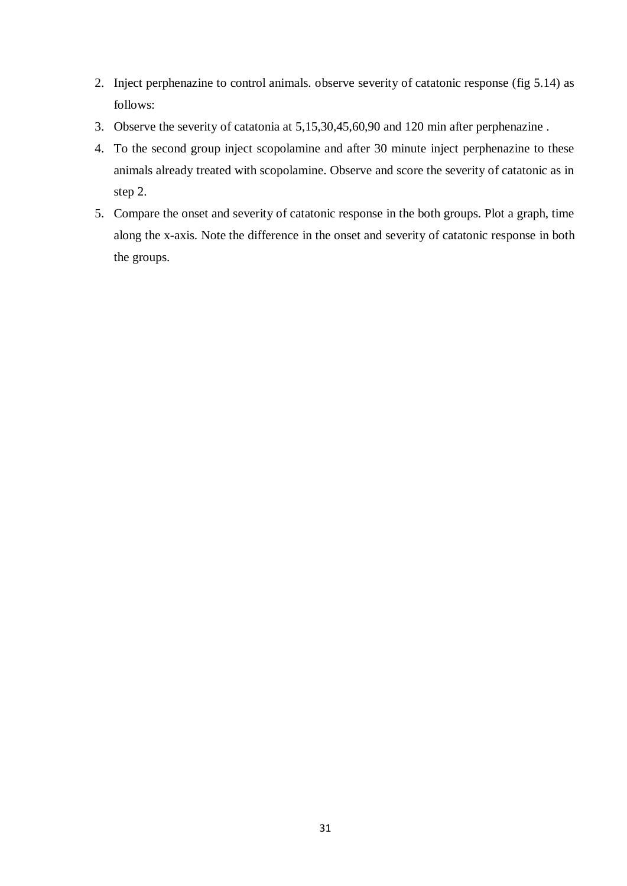2. Inject perphenazine to control animals. observe severity of catatonic response (fig 5.14) as follows:
3. Observe the severity of catatonia at 5,15,30,45,60,90 and 120 min after perphenazine .
4. To the second group inject scopolamine and after 30 minute inject perphenazine to these animals already treated with scopolamine. Observe and score the severity of catatonic as in step 2.
5. Compare the onset and severity of catatonic response in the both groups. Plot a graph, time along the x-axis. Note the difference in the onset and severity of catatonic response in both the groups.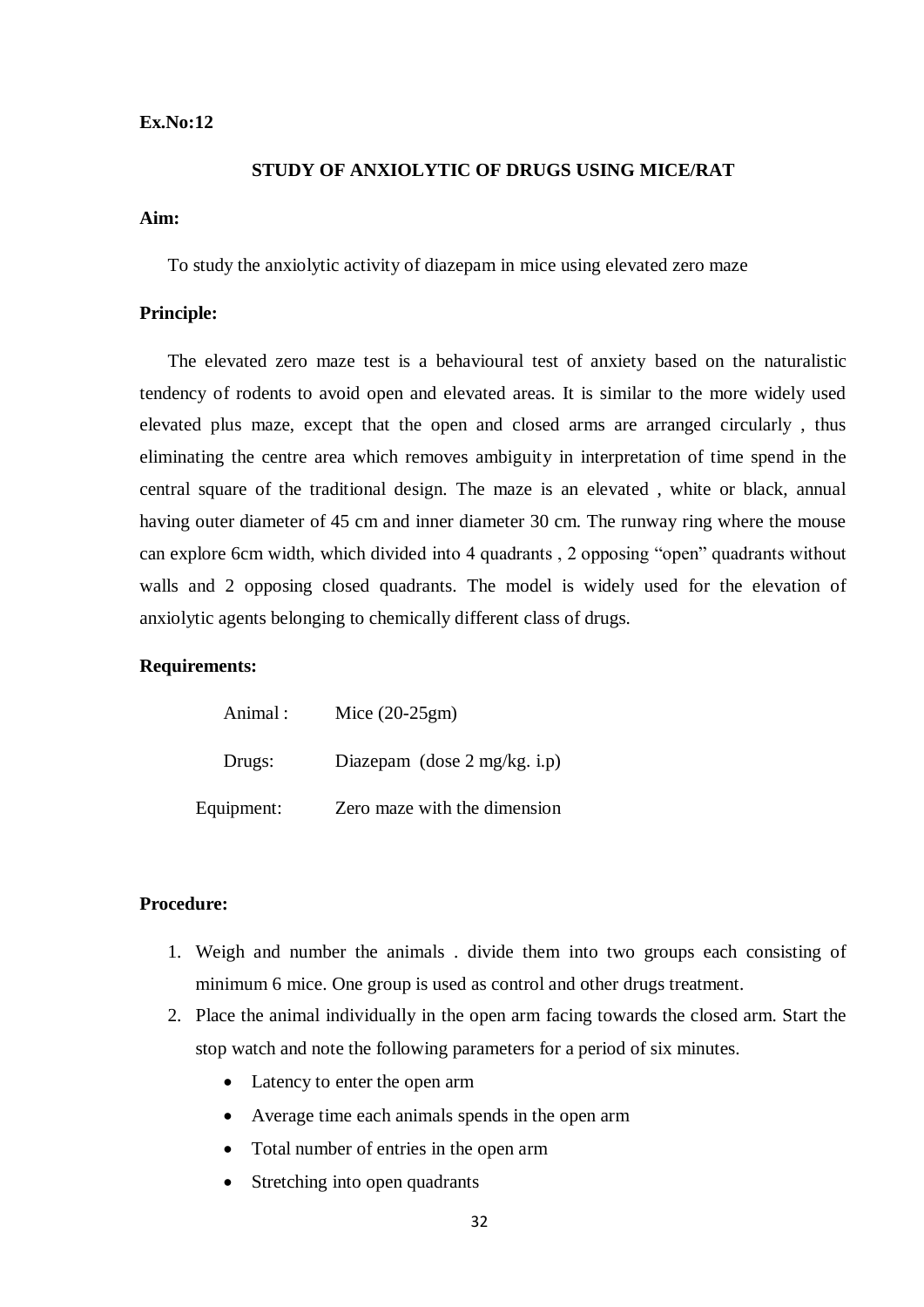**Ex.No:12**

## STUDY OF ANXIOLYTIC OF DRUGS USING MICE/RAT

**Aim:**

To study the anxiolytic activity of diazepam in mice using elevated zero maze

**Principle:**

The elevated zero maze test is a behavioural test of anxiety based on the naturalistic tendency of rodents to avoid open and elevated areas. It is similar to the more widely used elevated plus maze, except that the open and closed arms are arranged circularly , thus eliminating the centre area which removes ambiguity in interpretation of time spend in the central square of the traditional design. The maze is an elevated , white or black, annual having outer diameter of 45 cm and inner diameter 30 cm. The runway ring where the mouse can explore 6cm width, which divided into 4 quadrants , 2 opposing "open" quadrants without walls and 2 opposing closed quadrants. The model is widely used for the elevation of anxiolytic agents belonging to chemically different class of drugs.

**Requirements:**

| | |
|---|---|
| Animal : | Mice (20-25gm) |
| Drugs: | Diazepam (dose 2 mg/kg. i.p) |
| Equipment: | Zero maze with the dimension |

**Procedure:**

1. Weigh and number the animals . divide them into two groups each consisting of minimum 6 mice. One group is used as control and other drugs treatment.
2. Place the animal individually in the open arm facing towards the closed arm. Start the stop watch and note the following parameters for a period of six minutes.
   - Latency to enter the open arm
   - Average time each animals spends in the open arm
   - Total number of entries in the open arm
   - Stretching into open quadrants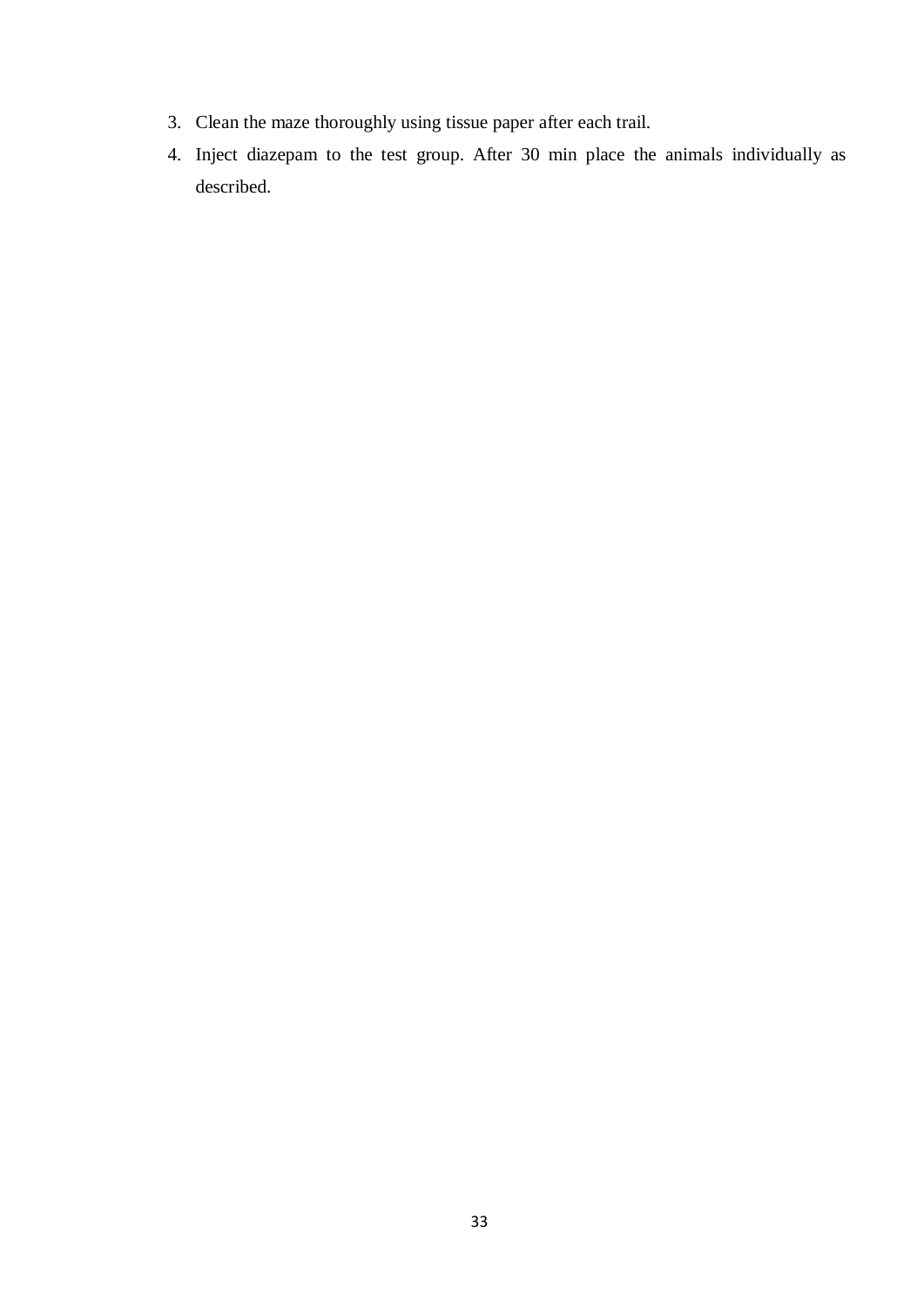3. Clean the maze thoroughly using tissue paper after each trail.
4. Inject diazepam to the test group. After 30 min place the animals individually as described.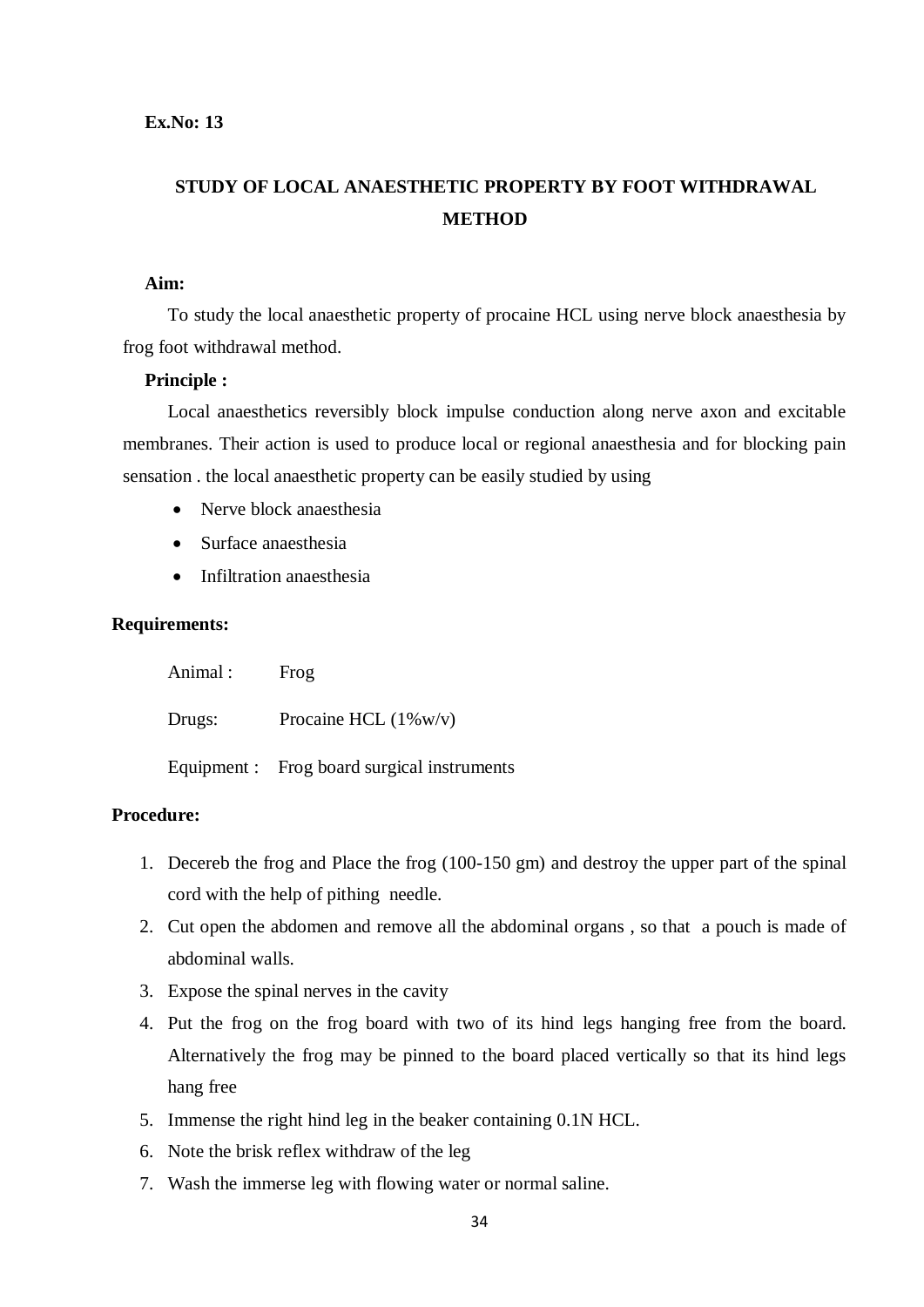**Ex.No: 13**

# STUDY OF LOCAL ANAESTHETIC PROPERTY BY FOOT WITHDRAWAL METHOD

**Aim:**

To study the local anaesthetic property of procaine HCL using nerve block anaesthesia by frog foot withdrawal method.

**Principle :**

Local anaesthetics reversibly block impulse conduction along nerve axon and excitable membranes. Their action is used to produce local or regional anaesthesia and for blocking pain sensation . the local anaesthetic property can be easily studied by using

- Nerve block anaesthesia
- Surface anaesthesia
- Infiltration anaesthesia

**Requirements:**

Animal : Frog

Drugs: Procaine HCL (1%w/v)

Equipment : Frog board surgical instruments

**Procedure:**

1. Decereb the frog and Place the frog (100-150 gm) and destroy the upper part of the spinal cord with the help of pithing needle.
2. Cut open the abdomen and remove all the abdominal organs , so that a pouch is made of abdominal walls.
3. Expose the spinal nerves in the cavity
4. Put the frog on the frog board with two of its hind legs hanging free from the board. Alternatively the frog may be pinned to the board placed vertically so that its hind legs hang free
5. Immense the right hind leg in the beaker containing 0.1N HCL.
6. Note the brisk reflex withdraw of the leg
7. Wash the immerse leg with flowing water or normal saline.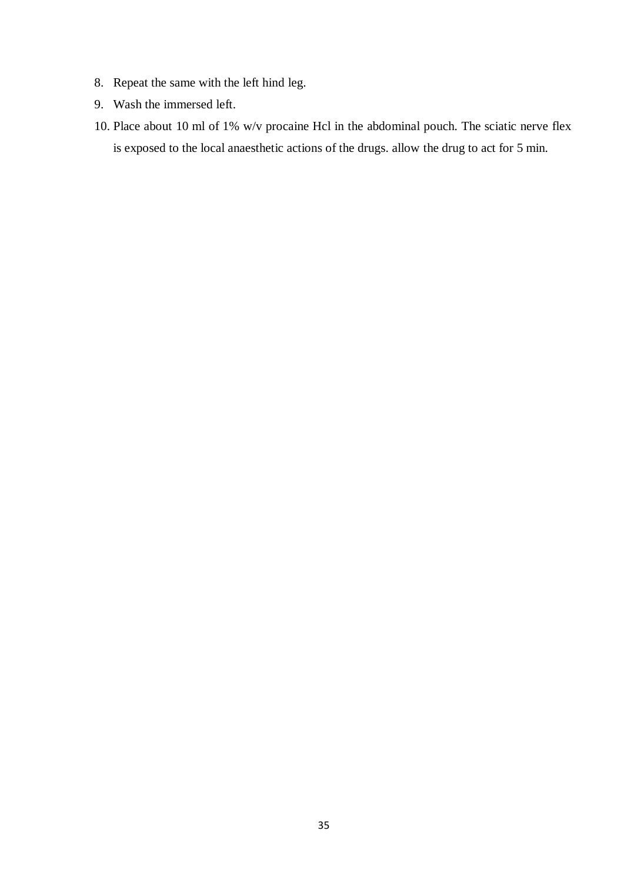8. Repeat the same with the left hind leg.
9. Wash the immersed left.
10. Place about 10 ml of 1% w/v procaine Hcl in the abdominal pouch. The sciatic nerve flex is exposed to the local anaesthetic actions of the drugs. allow the drug to act for 5 min.